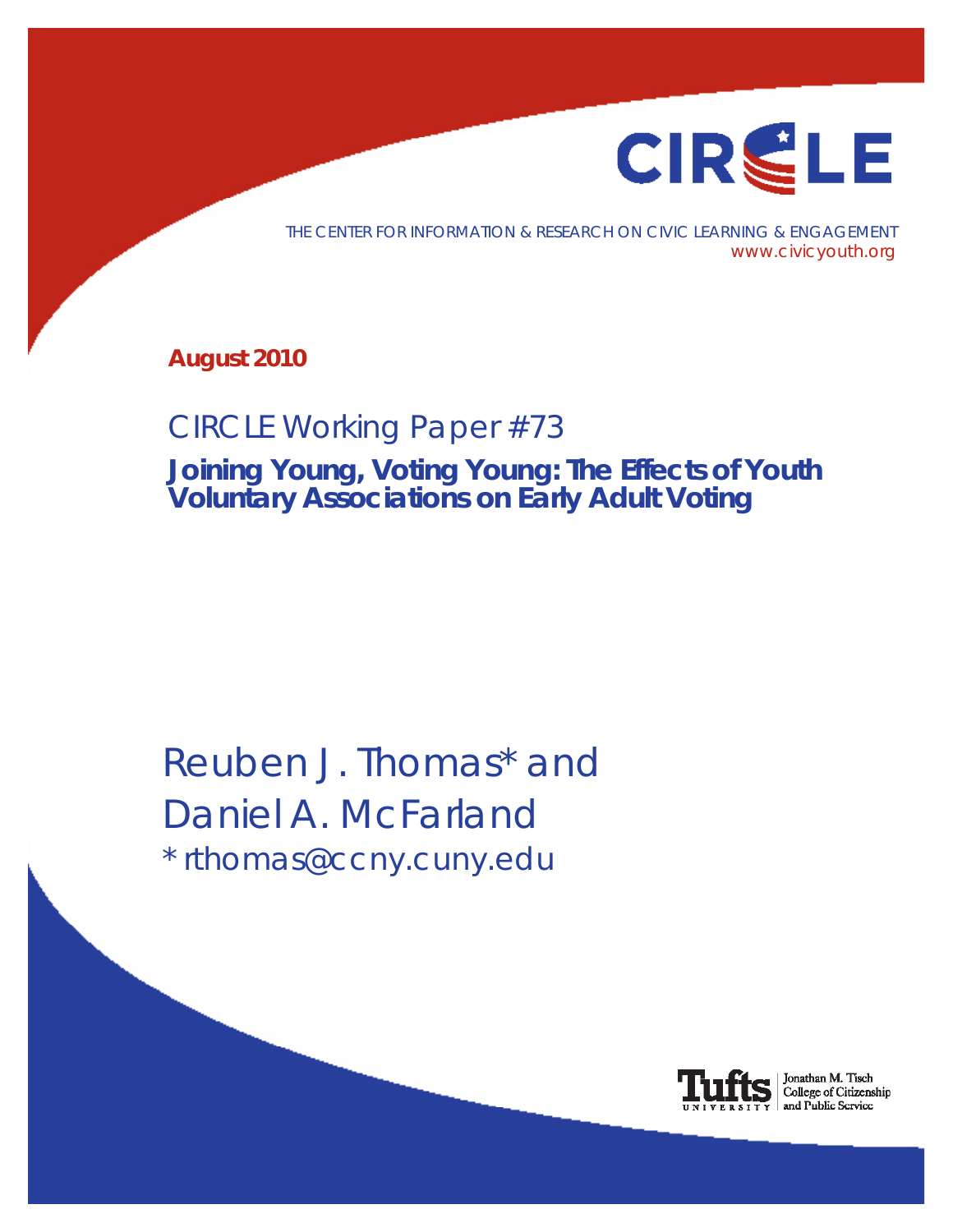CIRCLE

THE CENTER FOR INFORMATION & RESEARCH ON CIVIC LEARNING & ENGAGEMENT
www.civicyouth.org

**August 2010**

## CIRCLE Working Paper #73

# Joining Young, Voting Young: The Effects of Youth Voluntary Associations on Early Adult Voting

Reuben J. Thomas* and
Daniel A. McFarland
* rthomas@ccny.cuny.edu

Tufts University
Jonathan M. Tisch College of Citizenship and Public Service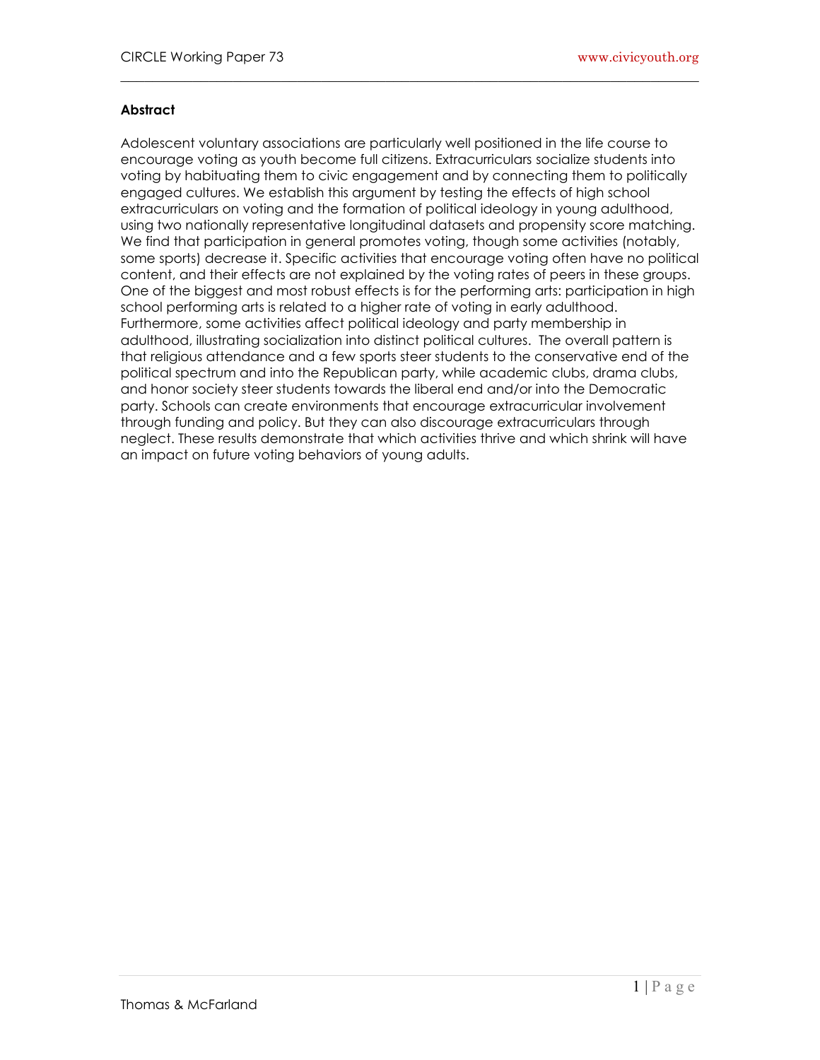**Abstract**

Adolescent voluntary associations are particularly well positioned in the life course to encourage voting as youth become full citizens. Extracurriculars socialize students into voting by habituating them to civic engagement and by connecting them to politically engaged cultures. We establish this argument by testing the effects of high school extracurriculars on voting and the formation of political ideology in young adulthood, using two nationally representative longitudinal datasets and propensity score matching. We find that participation in general promotes voting, though some activities (notably, some sports) decrease it. Specific activities that encourage voting often have no political content, and their effects are not explained by the voting rates of peers in these groups. One of the biggest and most robust effects is for the performing arts: participation in high school performing arts is related to a higher rate of voting in early adulthood. Furthermore, some activities affect political ideology and party membership in adulthood, illustrating socialization into distinct political cultures. The overall pattern is that religious attendance and a few sports steer students to the conservative end of the political spectrum and into the Republican party, while academic clubs, drama clubs, and honor society steer students towards the liberal end and/or into the Democratic party. Schools can create environments that encourage extracurricular involvement through funding and policy. But they can also discourage extracurriculars through neglect. These results demonstrate that which activities thrive and which shrink will have an impact on future voting behaviors of young adults.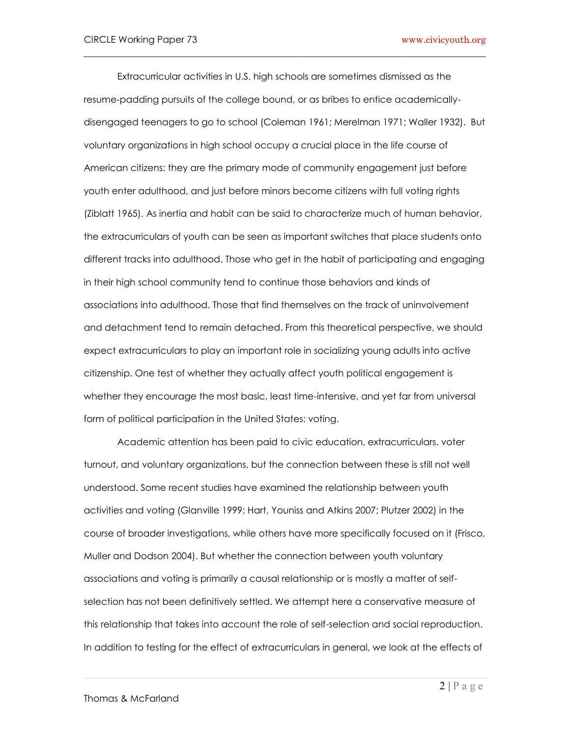Extracurricular activities in U.S. high schools are sometimes dismissed as the resume-padding pursuits of the college bound, or as bribes to entice academically-disengaged teenagers to go to school (Coleman 1961; Merelman 1971; Waller 1932). But voluntary organizations in high school occupy a crucial place in the life course of American citizens: they are the primary mode of community engagement just before youth enter adulthood, and just before minors become citizens with full voting rights (Ziblatt 1965). As inertia and habit can be said to characterize much of human behavior, the extracurriculars of youth can be seen as important switches that place students onto different tracks into adulthood. Those who get in the habit of participating and engaging in their high school community tend to continue those behaviors and kinds of associations into adulthood. Those that find themselves on the track of uninvolvement and detachment tend to remain detached. From this theoretical perspective, we should expect extracurriculars to play an important role in socializing young adults into active citizenship. One test of whether they actually affect youth political engagement is whether they encourage the most basic, least time-intensive, and yet far from universal form of political participation in the United States: voting.

Academic attention has been paid to civic education, extracurriculars, voter turnout, and voluntary organizations, but the connection between these is still not well understood. Some recent studies have examined the relationship between youth activities and voting (Glanville 1999; Hart, Youniss and Atkins 2007; Plutzer 2002) in the course of broader investigations, while others have more specifically focused on it (Frisco, Muller and Dodson 2004). But whether the connection between youth voluntary associations and voting is primarily a causal relationship or is mostly a matter of self-selection has not been definitively settled. We attempt here a conservative measure of this relationship that takes into account the role of self-selection and social reproduction. In addition to testing for the effect of extracurriculars in general, we look at the effects of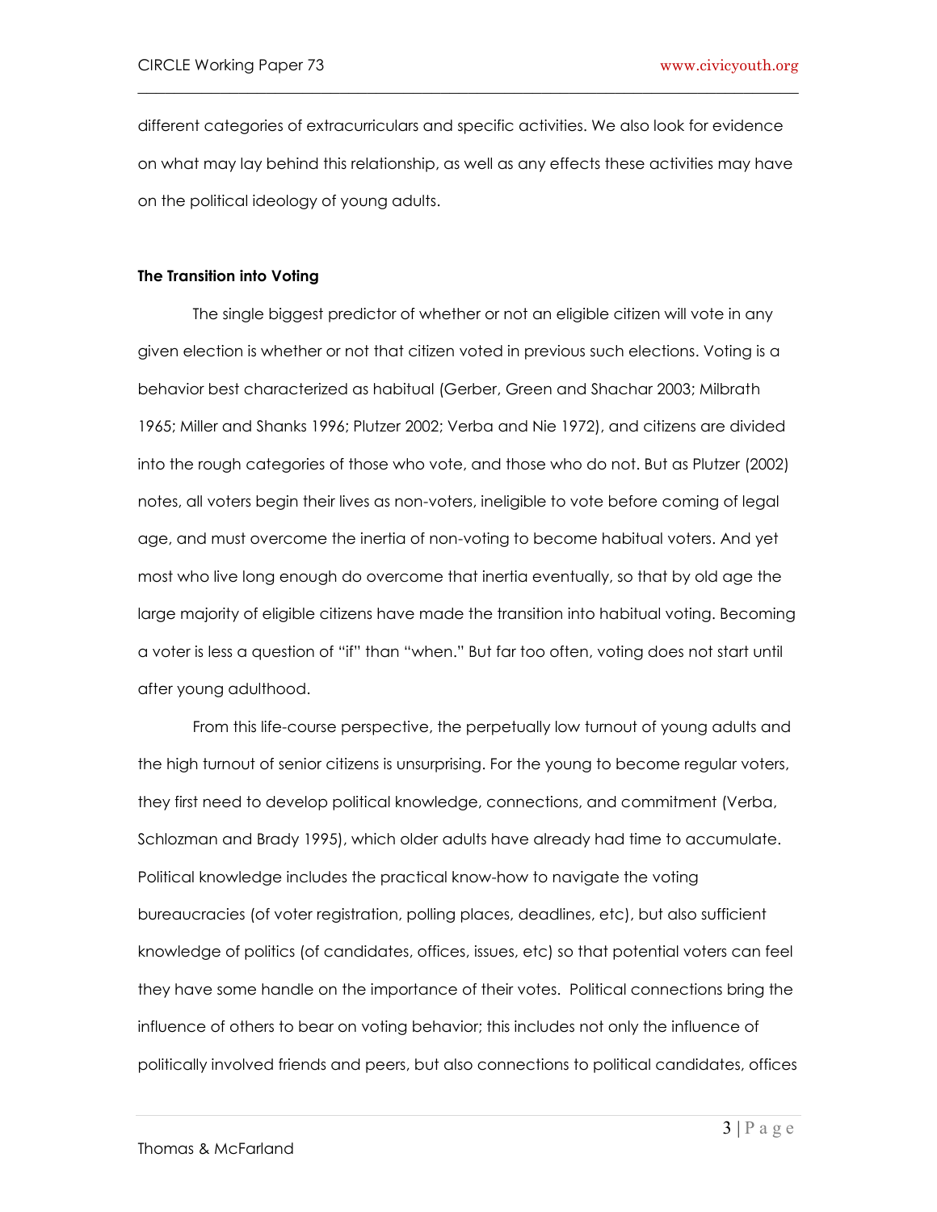different categories of extracurriculars and specific activities. We also look for evidence on what may lay behind this relationship, as well as any effects these activities may have on the political ideology of young adults.

**The Transition into Voting**

The single biggest predictor of whether or not an eligible citizen will vote in any given election is whether or not that citizen voted in previous such elections. Voting is a behavior best characterized as habitual (Gerber, Green and Shachar 2003; Milbrath 1965; Miller and Shanks 1996; Plutzer 2002; Verba and Nie 1972), and citizens are divided into the rough categories of those who vote, and those who do not. But as Plutzer (2002) notes, all voters begin their lives as non-voters, ineligible to vote before coming of legal age, and must overcome the inertia of non-voting to become habitual voters. And yet most who live long enough do overcome that inertia eventually, so that by old age the large majority of eligible citizens have made the transition into habitual voting. Becoming a voter is less a question of "if" than "when." But far too often, voting does not start until after young adulthood.

From this life-course perspective, the perpetually low turnout of young adults and the high turnout of senior citizens is unsurprising. For the young to become regular voters, they first need to develop political knowledge, connections, and commitment (Verba, Schlozman and Brady 1995), which older adults have already had time to accumulate. Political knowledge includes the practical know-how to navigate the voting bureaucracies (of voter registration, polling places, deadlines, etc), but also sufficient knowledge of politics (of candidates, offices, issues, etc) so that potential voters can feel they have some handle on the importance of their votes. Political connections bring the influence of others to bear on voting behavior; this includes not only the influence of politically involved friends and peers, but also connections to political candidates, offices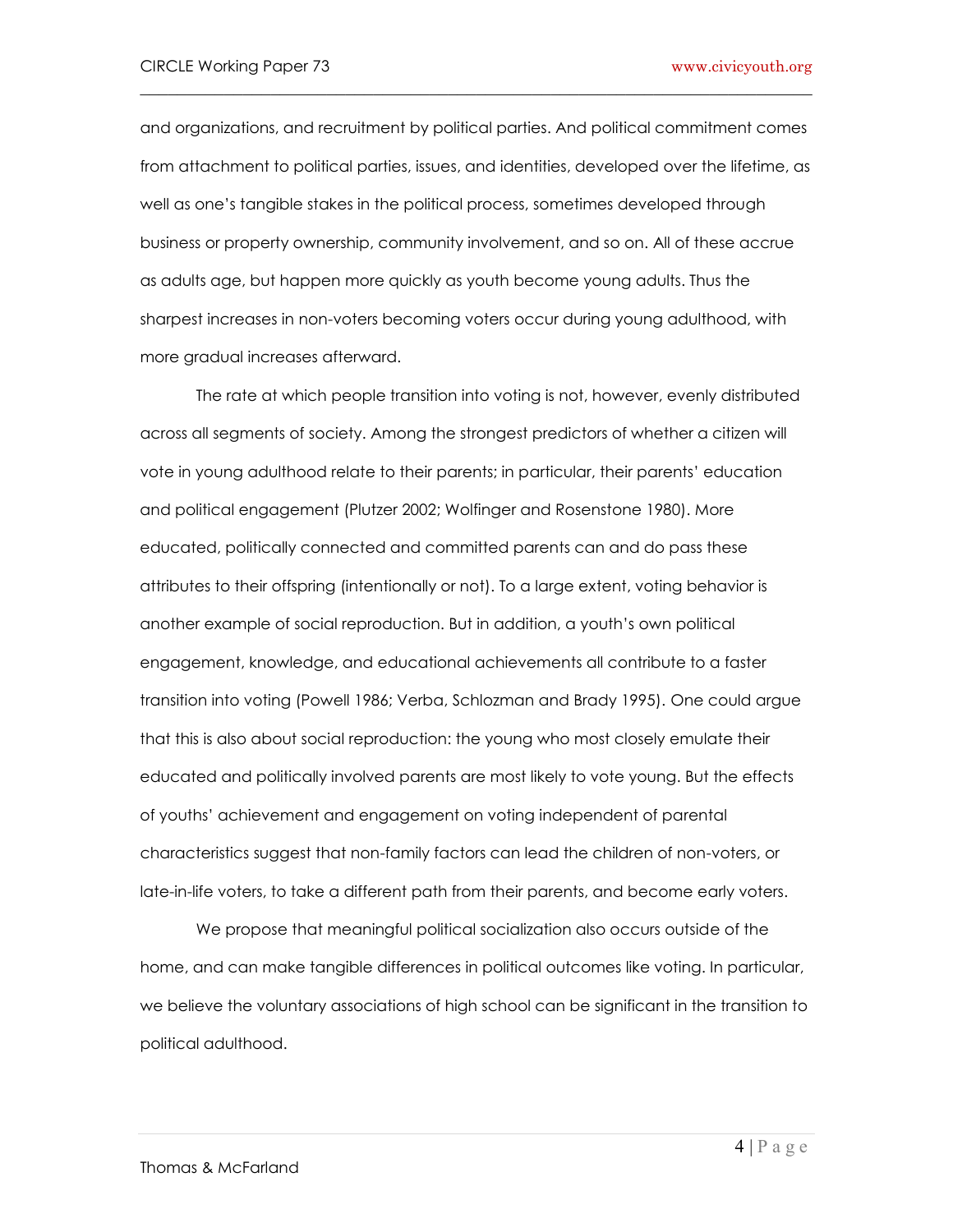and organizations, and recruitment by political parties. And political commitment comes from attachment to political parties, issues, and identities, developed over the lifetime, as well as one's tangible stakes in the political process, sometimes developed through business or property ownership, community involvement, and so on. All of these accrue as adults age, but happen more quickly as youth become young adults. Thus the sharpest increases in non-voters becoming voters occur during young adulthood, with more gradual increases afterward.

The rate at which people transition into voting is not, however, evenly distributed across all segments of society. Among the strongest predictors of whether a citizen will vote in young adulthood relate to their parents; in particular, their parents' education and political engagement (Plutzer 2002; Wolfinger and Rosenstone 1980). More educated, politically connected and committed parents can and do pass these attributes to their offspring (intentionally or not). To a large extent, voting behavior is another example of social reproduction. But in addition, a youth's own political engagement, knowledge, and educational achievements all contribute to a faster transition into voting (Powell 1986; Verba, Schlozman and Brady 1995). One could argue that this is also about social reproduction: the young who most closely emulate their educated and politically involved parents are most likely to vote young. But the effects of youths' achievement and engagement on voting independent of parental characteristics suggest that non-family factors can lead the children of non-voters, or late-in-life voters, to take a different path from their parents, and become early voters.

We propose that meaningful political socialization also occurs outside of the home, and can make tangible differences in political outcomes like voting. In particular, we believe the voluntary associations of high school can be significant in the transition to political adulthood.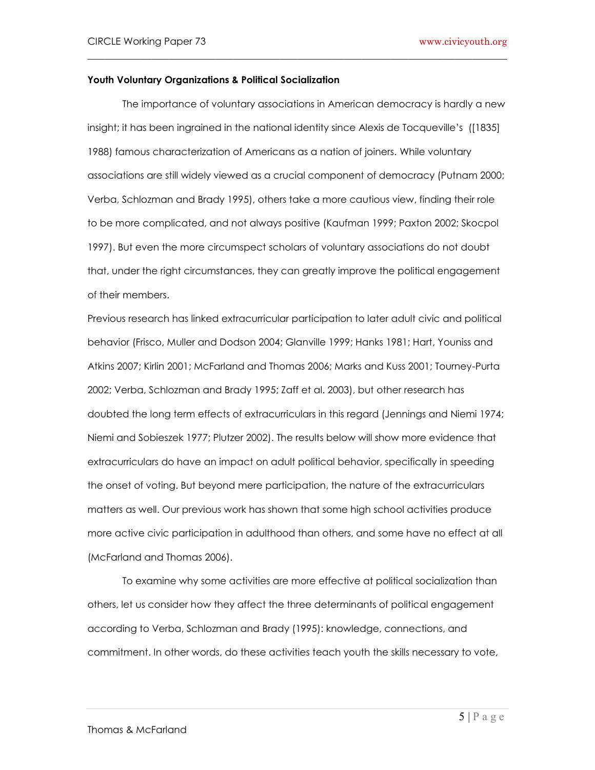**Youth Voluntary Organizations & Political Socialization**

The importance of voluntary associations in American democracy is hardly a new insight; it has been ingrained in the national identity since Alexis de Tocqueville's ([1835] 1988) famous characterization of Americans as a nation of joiners. While voluntary associations are still widely viewed as a crucial component of democracy (Putnam 2000; Verba, Schlozman and Brady 1995), others take a more cautious view, finding their role to be more complicated, and not always positive (Kaufman 1999; Paxton 2002; Skocpol 1997). But even the more circumspect scholars of voluntary associations do not doubt that, under the right circumstances, they can greatly improve the political engagement of their members.

Previous research has linked extracurricular participation to later adult civic and political behavior (Frisco, Muller and Dodson 2004; Glanville 1999; Hanks 1981; Hart, Youniss and Atkins 2007; Kirlin 2001; McFarland and Thomas 2006; Marks and Kuss 2001; Tourney-Purta 2002; Verba, Schlozman and Brady 1995; Zaff et al. 2003), but other research has doubted the long term effects of extracurriculars in this regard (Jennings and Niemi 1974; Niemi and Sobieszek 1977; Plutzer 2002). The results below will show more evidence that extracurriculars do have an impact on adult political behavior, specifically in speeding the onset of voting. But beyond mere participation, the nature of the extracurriculars matters as well. Our previous work has shown that some high school activities produce more active civic participation in adulthood than others, and some have no effect at all (McFarland and Thomas 2006).

To examine why some activities are more effective at political socialization than others, let us consider how they affect the three determinants of political engagement according to Verba, Schlozman and Brady (1995): knowledge, connections, and commitment. In other words, do these activities teach youth the skills necessary to vote,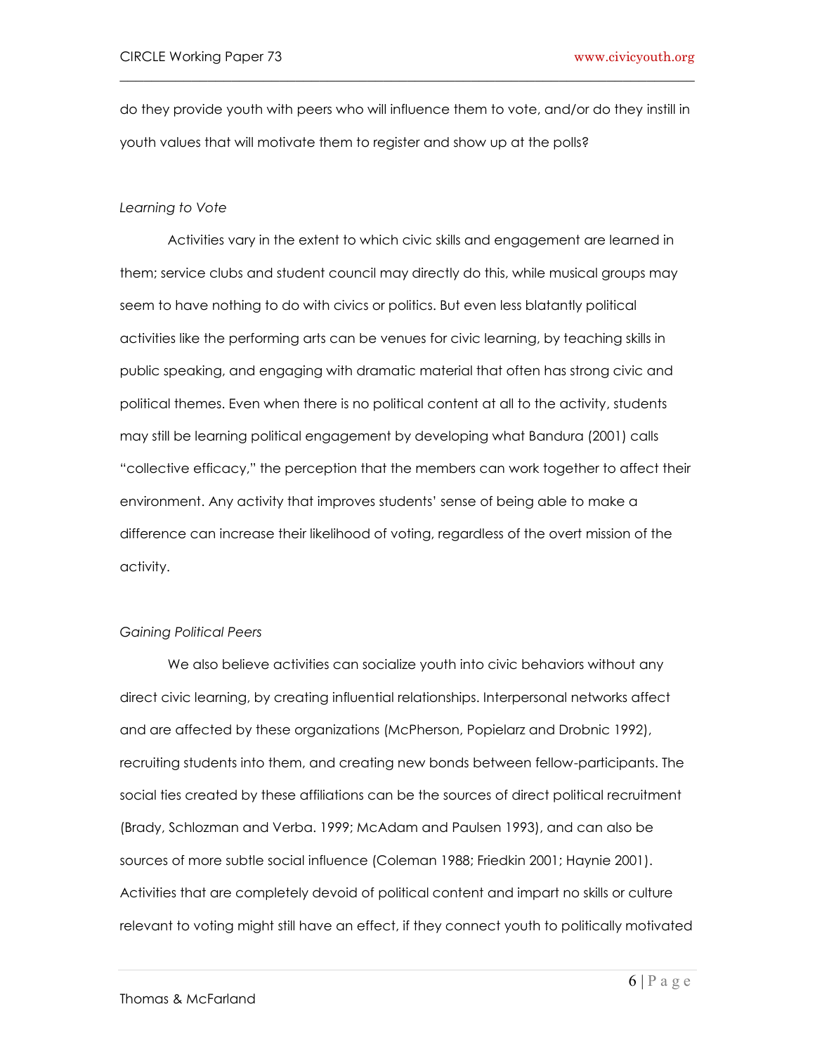do they provide youth with peers who will influence them to vote, and/or do they instill in youth values that will motivate them to register and show up at the polls?

*Learning to Vote*

Activities vary in the extent to which civic skills and engagement are learned in them; service clubs and student council may directly do this, while musical groups may seem to have nothing to do with civics or politics. But even less blatantly political activities like the performing arts can be venues for civic learning, by teaching skills in public speaking, and engaging with dramatic material that often has strong civic and political themes. Even when there is no political content at all to the activity, students may still be learning political engagement by developing what Bandura (2001) calls "collective efficacy," the perception that the members can work together to affect their environment. Any activity that improves students' sense of being able to make a difference can increase their likelihood of voting, regardless of the overt mission of the activity.

*Gaining Political Peers*

We also believe activities can socialize youth into civic behaviors without any direct civic learning, by creating influential relationships. Interpersonal networks affect and are affected by these organizations (McPherson, Popielarz and Drobnic 1992), recruiting students into them, and creating new bonds between fellow-participants. The social ties created by these affiliations can be the sources of direct political recruitment (Brady, Schlozman and Verba. 1999; McAdam and Paulsen 1993), and can also be sources of more subtle social influence (Coleman 1988; Friedkin 2001; Haynie 2001). Activities that are completely devoid of political content and impart no skills or culture relevant to voting might still have an effect, if they connect youth to politically motivated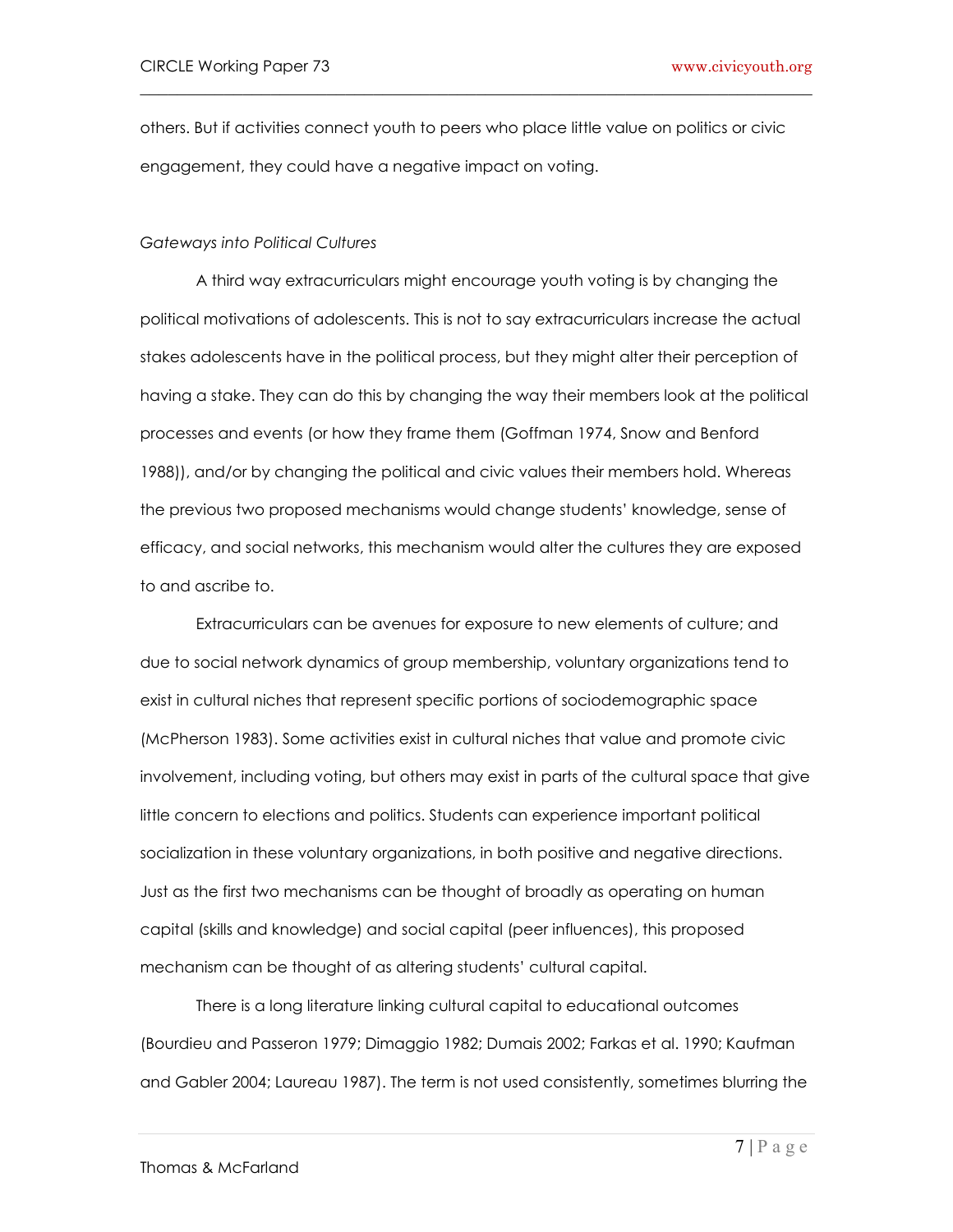others. But if activities connect youth to peers who place little value on politics or civic engagement, they could have a negative impact on voting.

*Gateways into Political Cultures*

A third way extracurriculars might encourage youth voting is by changing the political motivations of adolescents. This is not to say extracurriculars increase the actual stakes adolescents have in the political process, but they might alter their perception of having a stake. They can do this by changing the way their members look at the political processes and events (or how they frame them (Goffman 1974, Snow and Benford 1988)), and/or by changing the political and civic values their members hold. Whereas the previous two proposed mechanisms would change students' knowledge, sense of efficacy, and social networks, this mechanism would alter the cultures they are exposed to and ascribe to.

Extracurriculars can be avenues for exposure to new elements of culture; and due to social network dynamics of group membership, voluntary organizations tend to exist in cultural niches that represent specific portions of sociodemographic space (McPherson 1983). Some activities exist in cultural niches that value and promote civic involvement, including voting, but others may exist in parts of the cultural space that give little concern to elections and politics. Students can experience important political socialization in these voluntary organizations, in both positive and negative directions. Just as the first two mechanisms can be thought of broadly as operating on human capital (skills and knowledge) and social capital (peer influences), this proposed mechanism can be thought of as altering students' cultural capital.

There is a long literature linking cultural capital to educational outcomes (Bourdieu and Passeron 1979; Dimaggio 1982; Dumais 2002; Farkas et al. 1990; Kaufman and Gabler 2004; Laureau 1987). The term is not used consistently, sometimes blurring the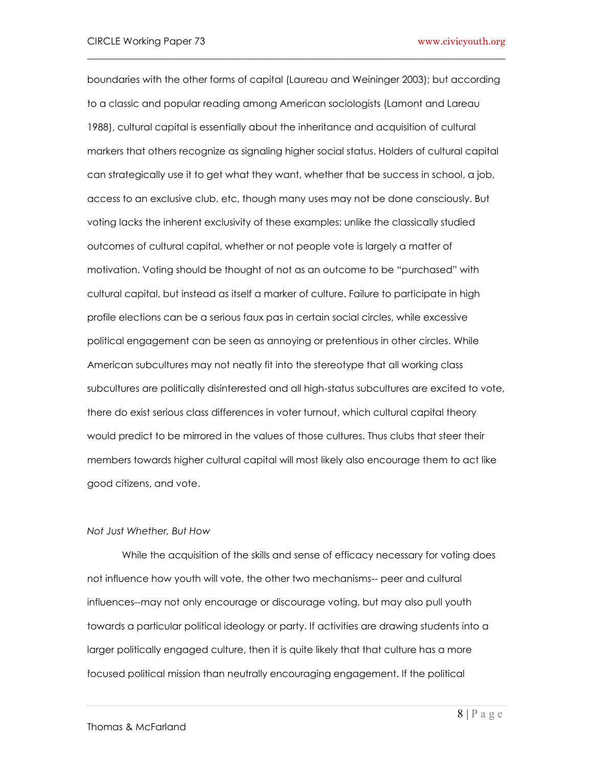boundaries with the other forms of capital (Laureau and Weininger 2003); but according to a classic and popular reading among American sociologists (Lamont and Lareau 1988), cultural capital is essentially about the inheritance and acquisition of cultural markers that others recognize as signaling higher social status. Holders of cultural capital can strategically use it to get what they want, whether that be success in school, a job, access to an exclusive club, etc, though many uses may not be done consciously. But voting lacks the inherent exclusivity of these examples: unlike the classically studied outcomes of cultural capital, whether or not people vote is largely a matter of motivation. Voting should be thought of not as an outcome to be "purchased" with cultural capital, but instead as itself a marker of culture. Failure to participate in high profile elections can be a serious faux pas in certain social circles, while excessive political engagement can be seen as annoying or pretentious in other circles. While American subcultures may not neatly fit into the stereotype that all working class subcultures are politically disinterested and all high-status subcultures are excited to vote, there do exist serious class differences in voter turnout, which cultural capital theory would predict to be mirrored in the values of those cultures. Thus clubs that steer their members towards higher cultural capital will most likely also encourage them to act like good citizens, and vote.

*Not Just Whether, But How*

While the acquisition of the skills and sense of efficacy necessary for voting does not influence how youth will vote, the other two mechanisms-- peer and cultural influences--may not only encourage or discourage voting, but may also pull youth towards a particular political ideology or party. If activities are drawing students into a larger politically engaged culture, then it is quite likely that that culture has a more focused political mission than neutrally encouraging engagement. If the political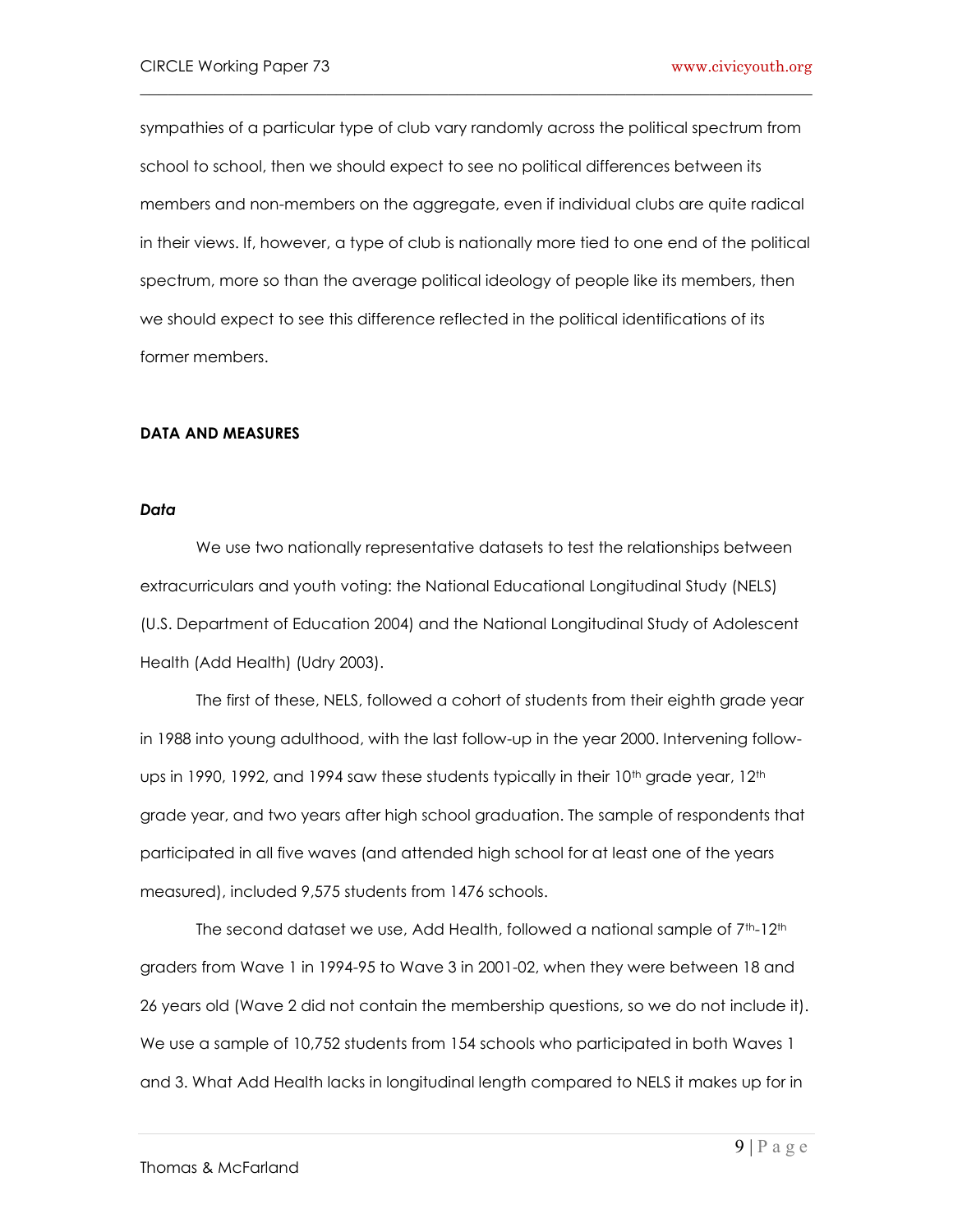sympathies of a particular type of club vary randomly across the political spectrum from school to school, then we should expect to see no political differences between its members and non-members on the aggregate, even if individual clubs are quite radical in their views. If, however, a type of club is nationally more tied to one end of the political spectrum, more so than the average political ideology of people like its members, then we should expect to see this difference reflected in the political identifications of its former members.

## DATA AND MEASURES

### *Data*

We use two nationally representative datasets to test the relationships between extracurriculars and youth voting: the National Educational Longitudinal Study (NELS) (U.S. Department of Education 2004) and the National Longitudinal Study of Adolescent Health (Add Health) (Udry 2003).

The first of these, NELS, followed a cohort of students from their eighth grade year in 1988 into young adulthood, with the last follow-up in the year 2000. Intervening follow-ups in 1990, 1992, and 1994 saw these students typically in their 10th grade year, 12th grade year, and two years after high school graduation. The sample of respondents that participated in all five waves (and attended high school for at least one of the years measured), included 9,575 students from 1476 schools.

The second dataset we use, Add Health, followed a national sample of 7th-12th graders from Wave 1 in 1994-95 to Wave 3 in 2001-02, when they were between 18 and 26 years old (Wave 2 did not contain the membership questions, so we do not include it). We use a sample of 10,752 students from 154 schools who participated in both Waves 1 and 3. What Add Health lacks in longitudinal length compared to NELS it makes up for in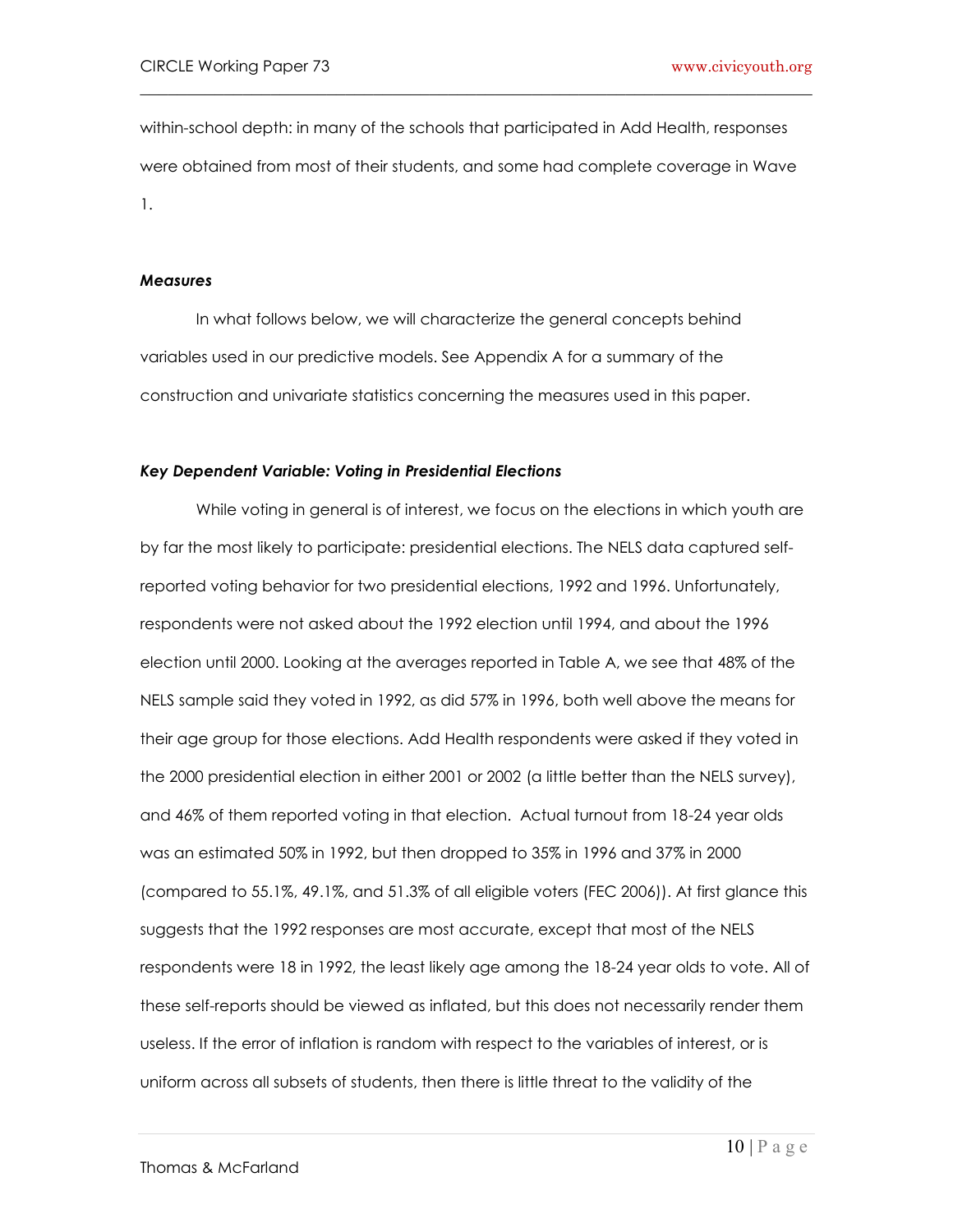within-school depth: in many of the schools that participated in Add Health, responses were obtained from most of their students, and some had complete coverage in Wave 1.

### *Measures*

In what follows below, we will characterize the general concepts behind variables used in our predictive models. See Appendix A for a summary of the construction and univariate statistics concerning the measures used in this paper.

### *Key Dependent Variable: Voting in Presidential Elections*

While voting in general is of interest, we focus on the elections in which youth are by far the most likely to participate: presidential elections. The NELS data captured self-reported voting behavior for two presidential elections, 1992 and 1996. Unfortunately, respondents were not asked about the 1992 election until 1994, and about the 1996 election until 2000. Looking at the averages reported in Table A, we see that 48% of the NELS sample said they voted in 1992, as did 57% in 1996, both well above the means for their age group for those elections. Add Health respondents were asked if they voted in the 2000 presidential election in either 2001 or 2002 (a little better than the NELS survey), and 46% of them reported voting in that election. Actual turnout from 18-24 year olds was an estimated 50% in 1992, but then dropped to 35% in 1996 and 37% in 2000 (compared to 55.1%, 49.1%, and 51.3% of all eligible voters (FEC 2006)). At first glance this suggests that the 1992 responses are most accurate, except that most of the NELS respondents were 18 in 1992, the least likely age among the 18-24 year olds to vote. All of these self-reports should be viewed as inflated, but this does not necessarily render them useless. If the error of inflation is random with respect to the variables of interest, or is uniform across all subsets of students, then there is little threat to the validity of the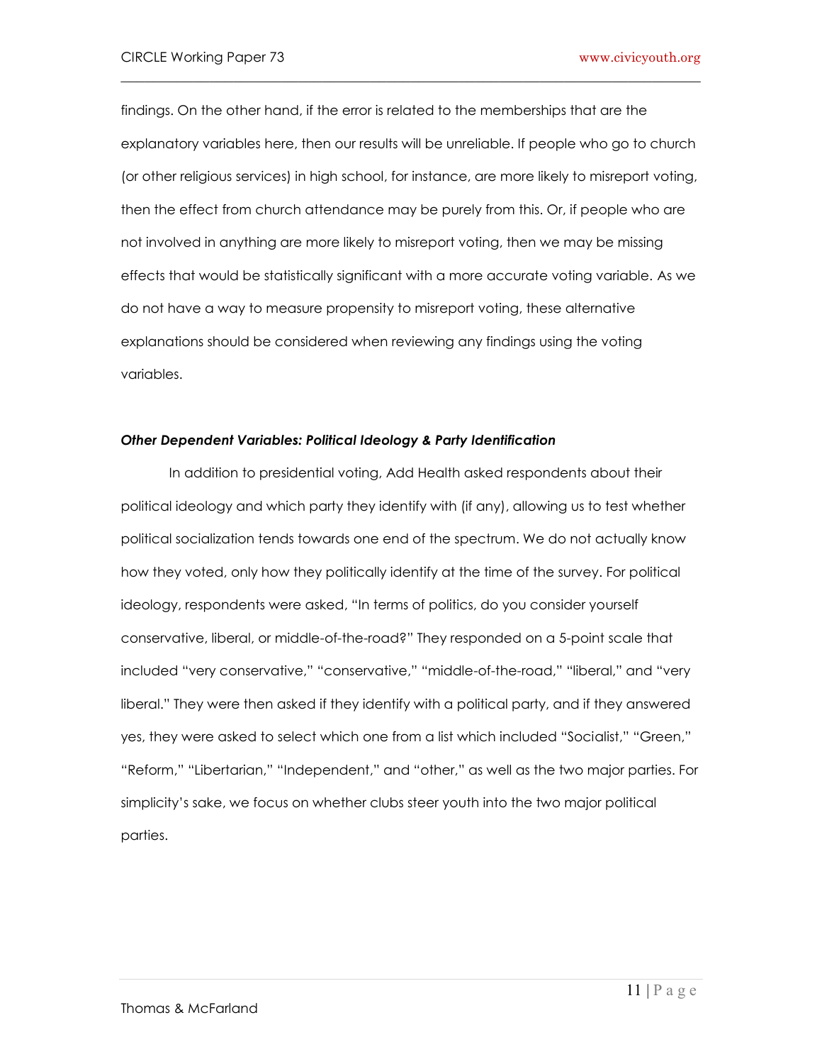findings. On the other hand, if the error is related to the memberships that are the explanatory variables here, then our results will be unreliable. If people who go to church (or other religious services) in high school, for instance, are more likely to misreport voting, then the effect from church attendance may be purely from this. Or, if people who are not involved in anything are more likely to misreport voting, then we may be missing effects that would be statistically significant with a more accurate voting variable. As we do not have a way to measure propensity to misreport voting, these alternative explanations should be considered when reviewing any findings using the voting variables.

***Other Dependent Variables: Political Ideology & Party Identification***

In addition to presidential voting, Add Health asked respondents about their political ideology and which party they identify with (if any), allowing us to test whether political socialization tends towards one end of the spectrum. We do not actually know how they voted, only how they politically identify at the time of the survey. For political ideology, respondents were asked, "In terms of politics, do you consider yourself conservative, liberal, or middle-of-the-road?" They responded on a 5-point scale that included "very conservative," "conservative," "middle-of-the-road," "liberal," and "very liberal." They were then asked if they identify with a political party, and if they answered yes, they were asked to select which one from a list which included "Socialist," "Green," "Reform," "Libertarian," "Independent," and "other," as well as the two major parties. For simplicity's sake, we focus on whether clubs steer youth into the two major political parties.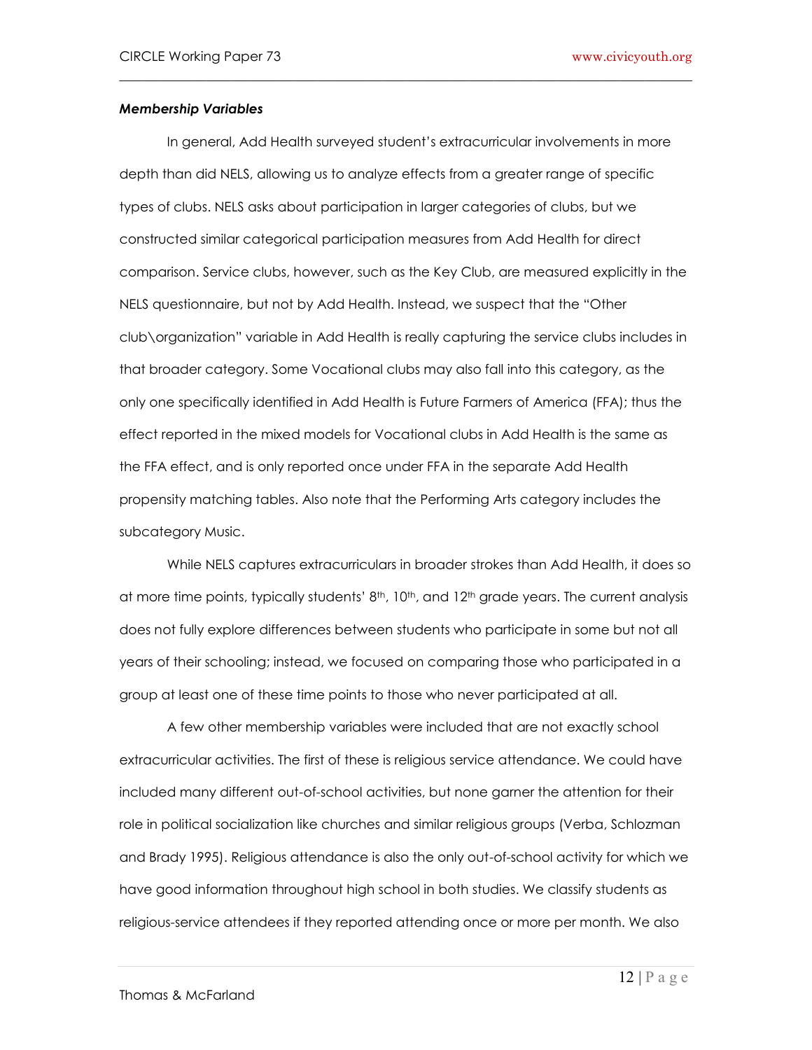***Membership Variables***

In general, Add Health surveyed student's extracurricular involvements in more depth than did NELS, allowing us to analyze effects from a greater range of specific types of clubs. NELS asks about participation in larger categories of clubs, but we constructed similar categorical participation measures from Add Health for direct comparison. Service clubs, however, such as the Key Club, are measured explicitly in the NELS questionnaire, but not by Add Health. Instead, we suspect that the "Other club\organization" variable in Add Health is really capturing the service clubs includes in that broader category. Some Vocational clubs may also fall into this category, as the only one specifically identified in Add Health is Future Farmers of America (FFA); thus the effect reported in the mixed models for Vocational clubs in Add Health is the same as the FFA effect, and is only reported once under FFA in the separate Add Health propensity matching tables. Also note that the Performing Arts category includes the subcategory Music.

While NELS captures extracurriculars in broader strokes than Add Health, it does so at more time points, typically students' 8th, 10th, and 12th grade years. The current analysis does not fully explore differences between students who participate in some but not all years of their schooling; instead, we focused on comparing those who participated in a group at least one of these time points to those who never participated at all.

A few other membership variables were included that are not exactly school extracurricular activities. The first of these is religious service attendance. We could have included many different out-of-school activities, but none garner the attention for their role in political socialization like churches and similar religious groups (Verba, Schlozman and Brady 1995). Religious attendance is also the only out-of-school activity for which we have good information throughout high school in both studies. We classify students as religious-service attendees if they reported attending once or more per month. We also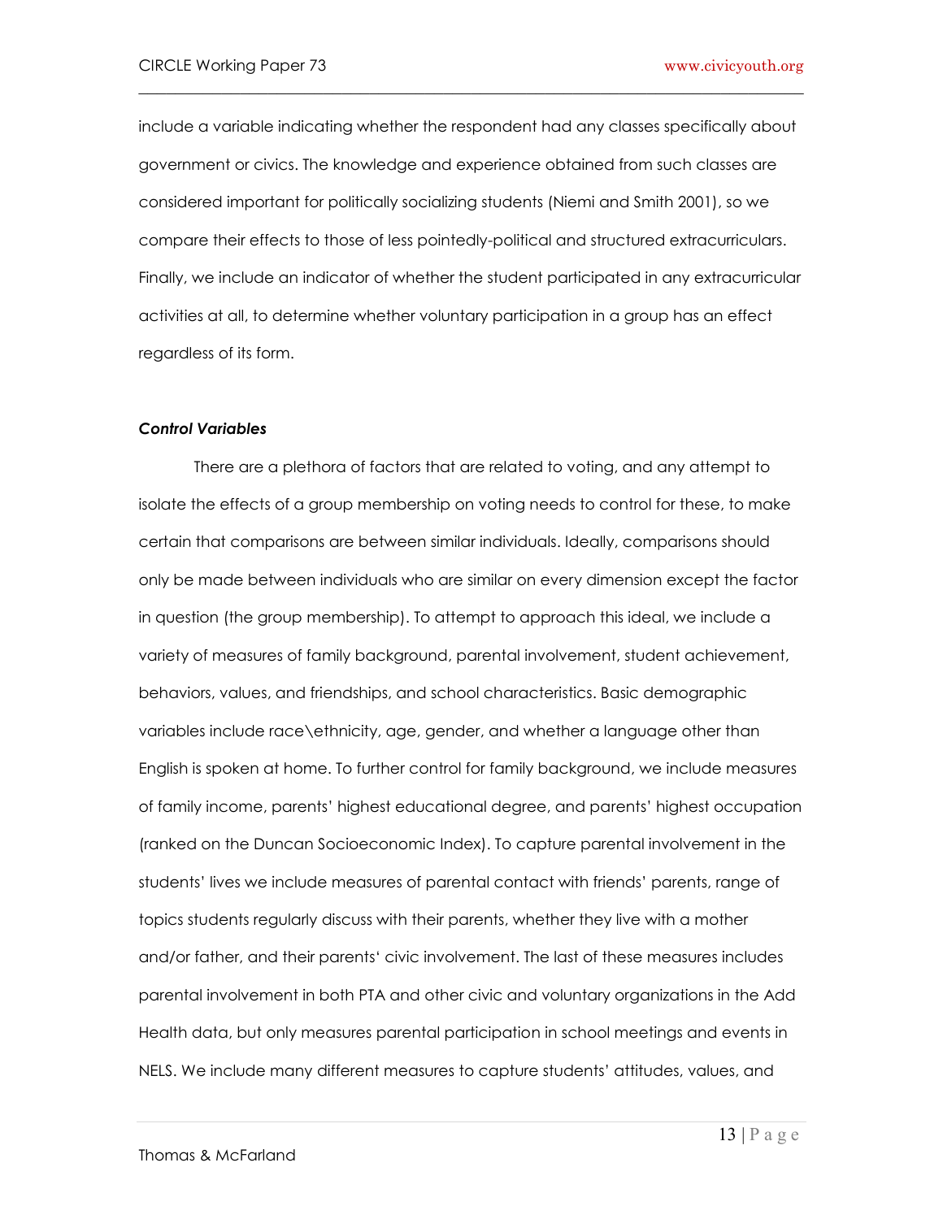include a variable indicating whether the respondent had any classes specifically about government or civics. The knowledge and experience obtained from such classes are considered important for politically socializing students (Niemi and Smith 2001), so we compare their effects to those of less pointedly-political and structured extracurriculars. Finally, we include an indicator of whether the student participated in any extracurricular activities at all, to determine whether voluntary participation in a group has an effect regardless of its form.

***Control Variables***

There are a plethora of factors that are related to voting, and any attempt to isolate the effects of a group membership on voting needs to control for these, to make certain that comparisons are between similar individuals. Ideally, comparisons should only be made between individuals who are similar on every dimension except the factor in question (the group membership). To attempt to approach this ideal, we include a variety of measures of family background, parental involvement, student achievement, behaviors, values, and friendships, and school characteristics. Basic demographic variables include race\ethnicity, age, gender, and whether a language other than English is spoken at home. To further control for family background, we include measures of family income, parents' highest educational degree, and parents' highest occupation (ranked on the Duncan Socioeconomic Index). To capture parental involvement in the students' lives we include measures of parental contact with friends' parents, range of topics students regularly discuss with their parents, whether they live with a mother and/or father, and their parents' civic involvement. The last of these measures includes parental involvement in both PTA and other civic and voluntary organizations in the Add Health data, but only measures parental participation in school meetings and events in NELS. We include many different measures to capture students' attitudes, values, and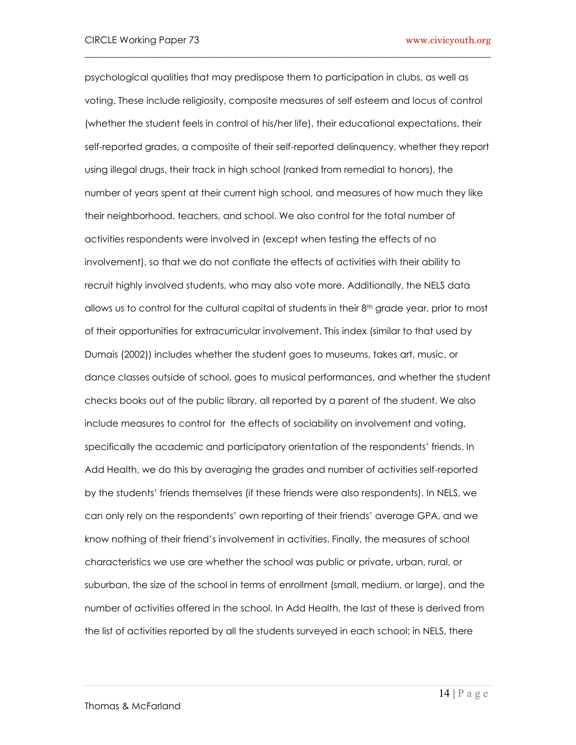psychological qualities that may predispose them to participation in clubs, as well as voting. These include religiosity, composite measures of self esteem and locus of control (whether the student feels in control of his/her life), their educational expectations, their self-reported grades, a composite of their self-reported delinquency, whether they report using illegal drugs, their track in high school (ranked from remedial to honors), the number of years spent at their current high school, and measures of how much they like their neighborhood, teachers, and school. We also control for the total number of activities respondents were involved in (except when testing the effects of no involvement), so that we do not conflate the effects of activities with their ability to recruit highly involved students, who may also vote more. Additionally, the NELS data allows us to control for the cultural capital of students in their 8th grade year, prior to most of their opportunities for extracurricular involvement. This index (similar to that used by Dumais (2002)) includes whether the student goes to museums, takes art, music, or dance classes outside of school, goes to musical performances, and whether the student checks books out of the public library, all reported by a parent of the student. We also include measures to control for the effects of sociability on involvement and voting, specifically the academic and participatory orientation of the respondents' friends. In Add Health, we do this by averaging the grades and number of activities self-reported by the students' friends themselves (if these friends were also respondents). In NELS, we can only rely on the respondents' own reporting of their friends' average GPA, and we know nothing of their friend's involvement in activities. Finally, the measures of school characteristics we use are whether the school was public or private, urban, rural, or suburban, the size of the school in terms of enrollment (small, medium, or large), and the number of activities offered in the school. In Add Health, the last of these is derived from the list of activities reported by all the students surveyed in each school; in NELS, there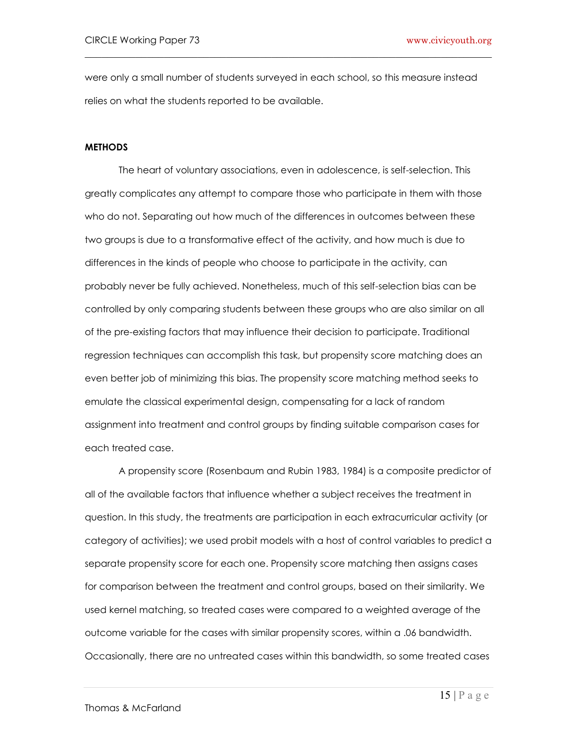were only a small number of students surveyed in each school, so this measure instead relies on what the students reported to be available.

## METHODS

The heart of voluntary associations, even in adolescence, is self-selection. This greatly complicates any attempt to compare those who participate in them with those who do not. Separating out how much of the differences in outcomes between these two groups is due to a transformative effect of the activity, and how much is due to differences in the kinds of people who choose to participate in the activity, can probably never be fully achieved. Nonetheless, much of this self-selection bias can be controlled by only comparing students between these groups who are also similar on all of the pre-existing factors that may influence their decision to participate. Traditional regression techniques can accomplish this task, but propensity score matching does an even better job of minimizing this bias. The propensity score matching method seeks to emulate the classical experimental design, compensating for a lack of random assignment into treatment and control groups by finding suitable comparison cases for each treated case.

A propensity score (Rosenbaum and Rubin 1983, 1984) is a composite predictor of all of the available factors that influence whether a subject receives the treatment in question. In this study, the treatments are participation in each extracurricular activity (or category of activities); we used probit models with a host of control variables to predict a separate propensity score for each one. Propensity score matching then assigns cases for comparison between the treatment and control groups, based on their similarity. We used kernel matching, so treated cases were compared to a weighted average of the outcome variable for the cases with similar propensity scores, within a .06 bandwidth. Occasionally, there are no untreated cases within this bandwidth, so some treated cases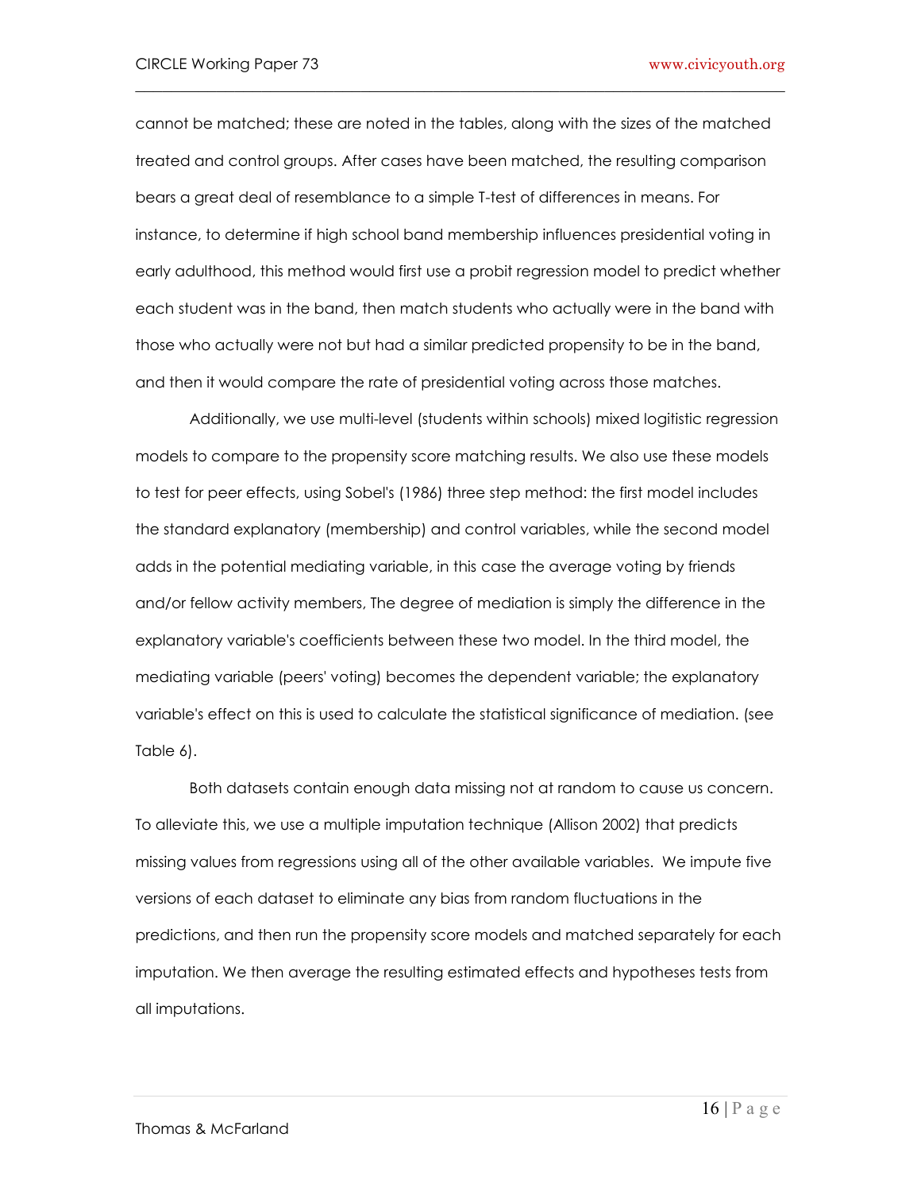cannot be matched; these are noted in the tables, along with the sizes of the matched treated and control groups. After cases have been matched, the resulting comparison bears a great deal of resemblance to a simple T-test of differences in means. For instance, to determine if high school band membership influences presidential voting in early adulthood, this method would first use a probit regression model to predict whether each student was in the band, then match students who actually were in the band with those who actually were not but had a similar predicted propensity to be in the band, and then it would compare the rate of presidential voting across those matches.

Additionally, we use multi-level (students within schools) mixed logitistic regression models to compare to the propensity score matching results. We also use these models to test for peer effects, using Sobel's (1986) three step method: the first model includes the standard explanatory (membership) and control variables, while the second model adds in the potential mediating variable, in this case the average voting by friends and/or fellow activity members, The degree of mediation is simply the difference in the explanatory variable's coefficients between these two model. In the third model, the mediating variable (peers' voting) becomes the dependent variable; the explanatory variable's effect on this is used to calculate the statistical significance of mediation. (see Table 6).

Both datasets contain enough data missing not at random to cause us concern. To alleviate this, we use a multiple imputation technique (Allison 2002) that predicts missing values from regressions using all of the other available variables. We impute five versions of each dataset to eliminate any bias from random fluctuations in the predictions, and then run the propensity score models and matched separately for each imputation. We then average the resulting estimated effects and hypotheses tests from all imputations.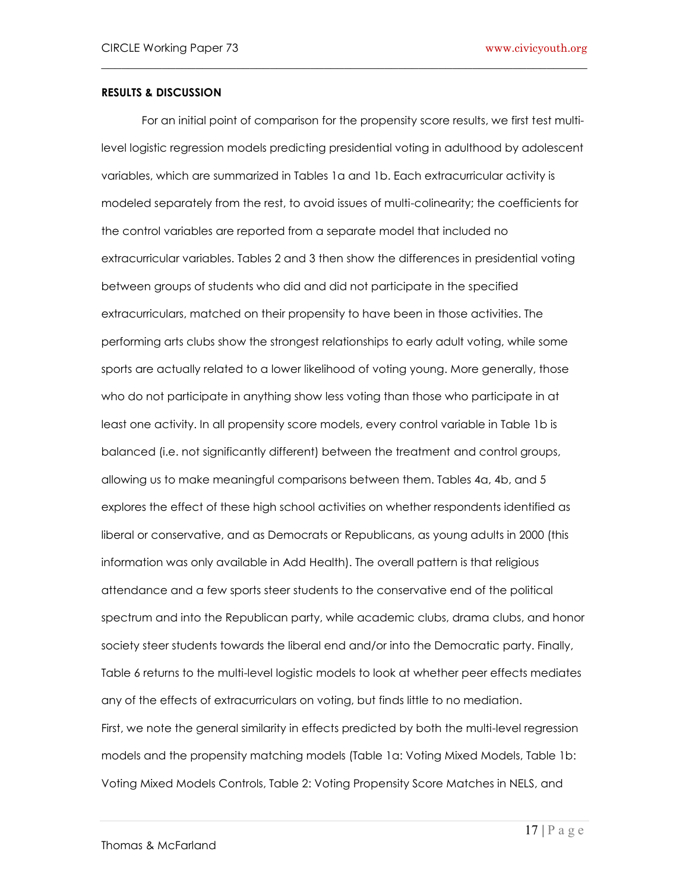**RESULTS & DISCUSSION**

For an initial point of comparison for the propensity score results, we first test multi-level logistic regression models predicting presidential voting in adulthood by adolescent variables, which are summarized in Tables 1a and 1b. Each extracurricular activity is modeled separately from the rest, to avoid issues of multi-colinearity; the coefficients for the control variables are reported from a separate model that included no extracurricular variables. Tables 2 and 3 then show the differences in presidential voting between groups of students who did and did not participate in the specified extracurriculars, matched on their propensity to have been in those activities. The performing arts clubs show the strongest relationships to early adult voting, while some sports are actually related to a lower likelihood of voting young. More generally, those who do not participate in anything show less voting than those who participate in at least one activity. In all propensity score models, every control variable in Table 1b is balanced (i.e. not significantly different) between the treatment and control groups, allowing us to make meaningful comparisons between them. Tables 4a, 4b, and 5 explores the effect of these high school activities on whether respondents identified as liberal or conservative, and as Democrats or Republicans, as young adults in 2000 (this information was only available in Add Health). The overall pattern is that religious attendance and a few sports steer students to the conservative end of the political spectrum and into the Republican party, while academic clubs, drama clubs, and honor society steer students towards the liberal end and/or into the Democratic party. Finally, Table 6 returns to the multi-level logistic models to look at whether peer effects mediates any of the effects of extracurriculars on voting, but finds little to no mediation.

First, we note the general similarity in effects predicted by both the multi-level regression models and the propensity matching models (Table 1a: Voting Mixed Models, Table 1b: Voting Mixed Models Controls, Table 2: Voting Propensity Score Matches in NELS, and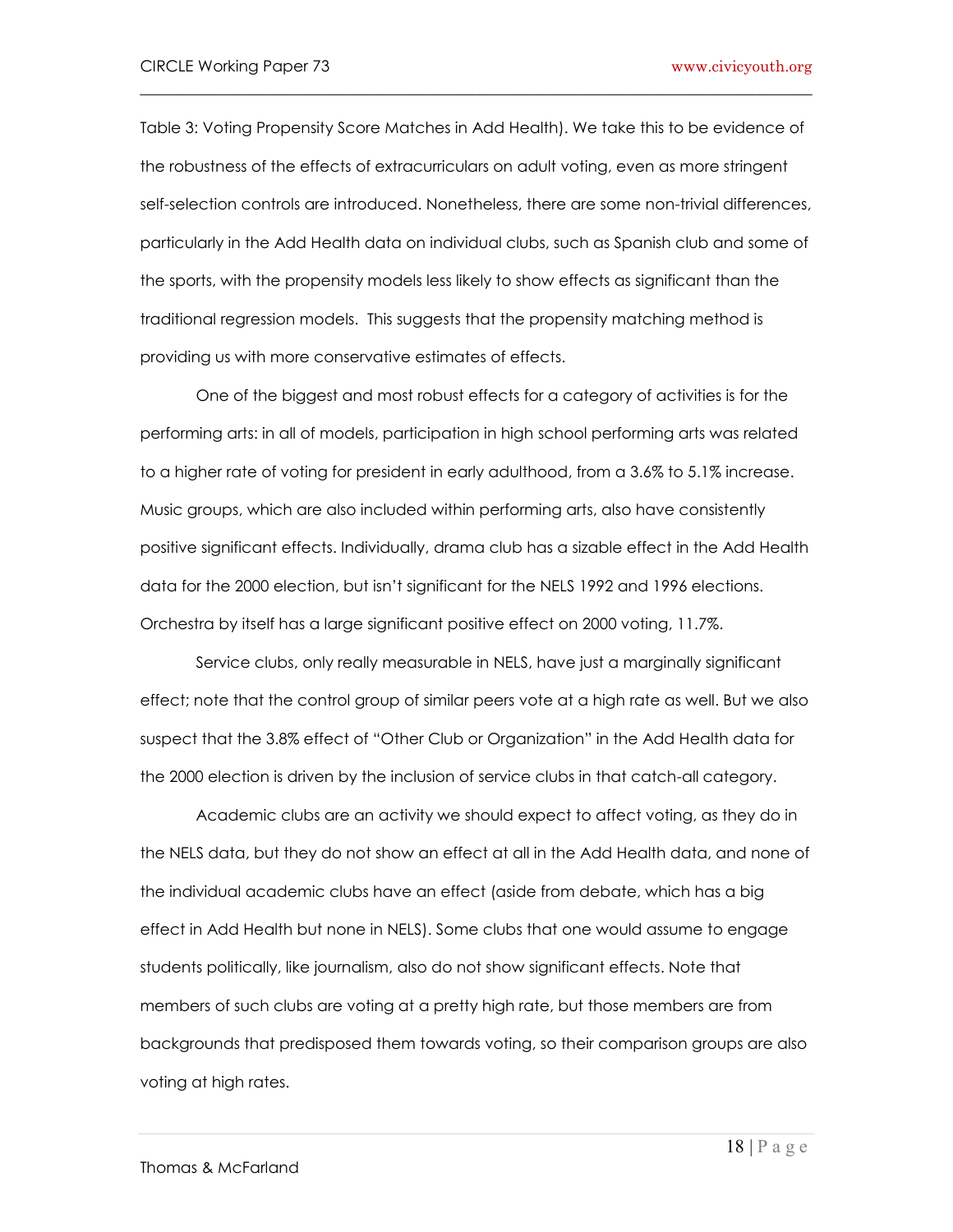Table 3: Voting Propensity Score Matches in Add Health). We take this to be evidence of the robustness of the effects of extracurriculars on adult voting, even as more stringent self-selection controls are introduced. Nonetheless, there are some non-trivial differences, particularly in the Add Health data on individual clubs, such as Spanish club and some of the sports, with the propensity models less likely to show effects as significant than the traditional regression models. This suggests that the propensity matching method is providing us with more conservative estimates of effects.

One of the biggest and most robust effects for a category of activities is for the performing arts: in all of models, participation in high school performing arts was related to a higher rate of voting for president in early adulthood, from a 3.6% to 5.1% increase. Music groups, which are also included within performing arts, also have consistently positive significant effects. Individually, drama club has a sizable effect in the Add Health data for the 2000 election, but isn't significant for the NELS 1992 and 1996 elections. Orchestra by itself has a large significant positive effect on 2000 voting, 11.7%.

Service clubs, only really measurable in NELS, have just a marginally significant effect; note that the control group of similar peers vote at a high rate as well. But we also suspect that the 3.8% effect of "Other Club or Organization" in the Add Health data for the 2000 election is driven by the inclusion of service clubs in that catch-all category.

Academic clubs are an activity we should expect to affect voting, as they do in the NELS data, but they do not show an effect at all in the Add Health data, and none of the individual academic clubs have an effect (aside from debate, which has a big effect in Add Health but none in NELS). Some clubs that one would assume to engage students politically, like journalism, also do not show significant effects. Note that members of such clubs are voting at a pretty high rate, but those members are from backgrounds that predisposed them towards voting, so their comparison groups are also voting at high rates.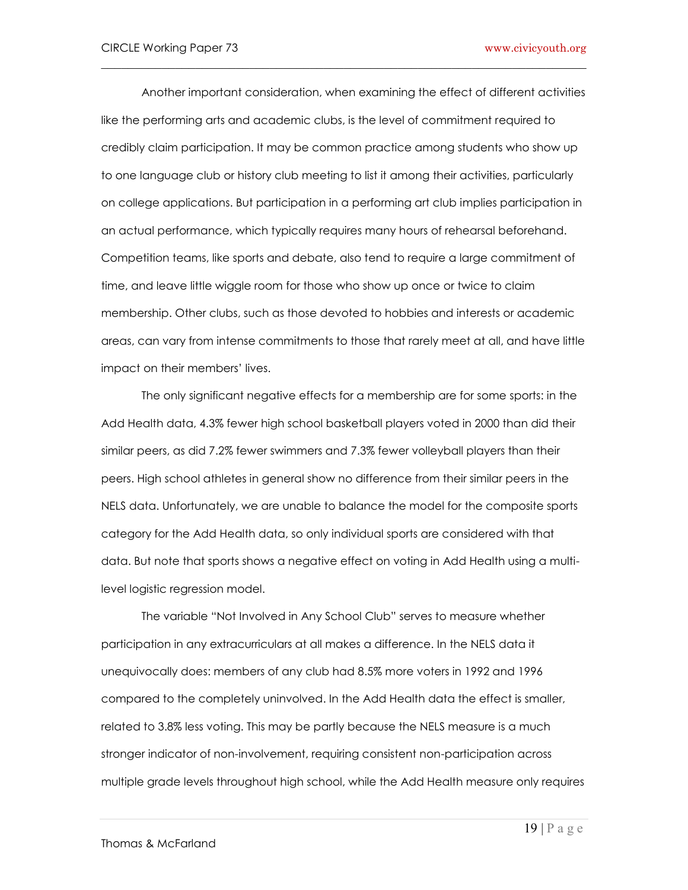Another important consideration, when examining the effect of different activities like the performing arts and academic clubs, is the level of commitment required to credibly claim participation. It may be common practice among students who show up to one language club or history club meeting to list it among their activities, particularly on college applications. But participation in a performing art club implies participation in an actual performance, which typically requires many hours of rehearsal beforehand. Competition teams, like sports and debate, also tend to require a large commitment of time, and leave little wiggle room for those who show up once or twice to claim membership. Other clubs, such as those devoted to hobbies and interests or academic areas, can vary from intense commitments to those that rarely meet at all, and have little impact on their members' lives.

The only significant negative effects for a membership are for some sports: in the Add Health data, 4.3% fewer high school basketball players voted in 2000 than did their similar peers, as did 7.2% fewer swimmers and 7.3% fewer volleyball players than their peers. High school athletes in general show no difference from their similar peers in the NELS data. Unfortunately, we are unable to balance the model for the composite sports category for the Add Health data, so only individual sports are considered with that data. But note that sports shows a negative effect on voting in Add Health using a multi-level logistic regression model.

The variable "Not Involved in Any School Club" serves to measure whether participation in any extracurriculars at all makes a difference. In the NELS data it unequivocally does: members of any club had 8.5% more voters in 1992 and 1996 compared to the completely uninvolved. In the Add Health data the effect is smaller, related to 3.8% less voting. This may be partly because the NELS measure is a much stronger indicator of non-involvement, requiring consistent non-participation across multiple grade levels throughout high school, while the Add Health measure only requires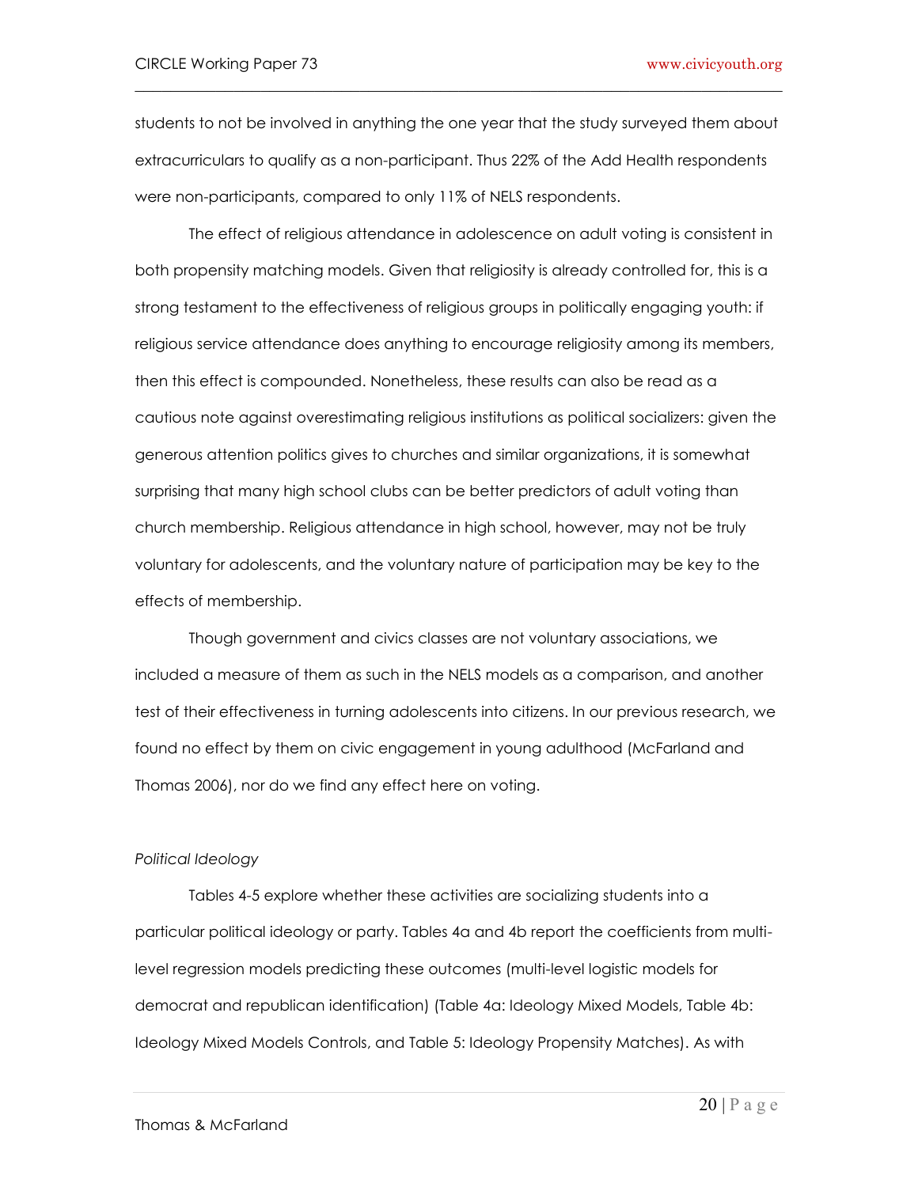students to not be involved in anything the one year that the study surveyed them about extracurriculars to qualify as a non-participant. Thus 22% of the Add Health respondents were non-participants, compared to only 11% of NELS respondents.

The effect of religious attendance in adolescence on adult voting is consistent in both propensity matching models. Given that religiosity is already controlled for, this is a strong testament to the effectiveness of religious groups in politically engaging youth: if religious service attendance does anything to encourage religiosity among its members, then this effect is compounded. Nonetheless, these results can also be read as a cautious note against overestimating religious institutions as political socializers: given the generous attention politics gives to churches and similar organizations, it is somewhat surprising that many high school clubs can be better predictors of adult voting than church membership. Religious attendance in high school, however, may not be truly voluntary for adolescents, and the voluntary nature of participation may be key to the effects of membership.

Though government and civics classes are not voluntary associations, we included a measure of them as such in the NELS models as a comparison, and another test of their effectiveness in turning adolescents into citizens. In our previous research, we found no effect by them on civic engagement in young adulthood (McFarland and Thomas 2006), nor do we find any effect here on voting.

*Political Ideology*

Tables 4-5 explore whether these activities are socializing students into a particular political ideology or party. Tables 4a and 4b report the coefficients from multi-level regression models predicting these outcomes (multi-level logistic models for democrat and republican identification) (Table 4a: Ideology Mixed Models, Table 4b: Ideology Mixed Models Controls, and Table 5: Ideology Propensity Matches). As with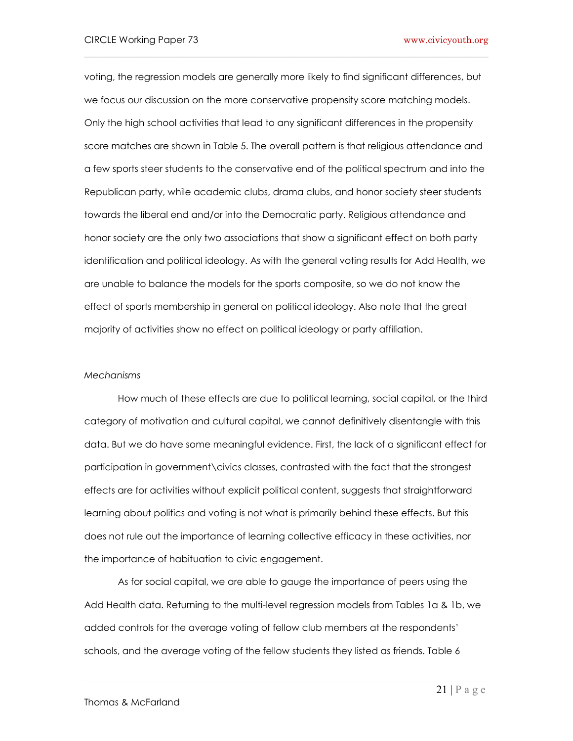voting, the regression models are generally more likely to find significant differences, but we focus our discussion on the more conservative propensity score matching models. Only the high school activities that lead to any significant differences in the propensity score matches are shown in Table 5. The overall pattern is that religious attendance and a few sports steer students to the conservative end of the political spectrum and into the Republican party, while academic clubs, drama clubs, and honor society steer students towards the liberal end and/or into the Democratic party. Religious attendance and honor society are the only two associations that show a significant effect on both party identification and political ideology. As with the general voting results for Add Health, we are unable to balance the models for the sports composite, so we do not know the effect of sports membership in general on political ideology. Also note that the great majority of activities show no effect on political ideology or party affiliation.

*Mechanisms*

How much of these effects are due to political learning, social capital, or the third category of motivation and cultural capital, we cannot definitively disentangle with this data. But we do have some meaningful evidence. First, the lack of a significant effect for participation in government\civics classes, contrasted with the fact that the strongest effects are for activities without explicit political content, suggests that straightforward learning about politics and voting is not what is primarily behind these effects. But this does not rule out the importance of learning collective efficacy in these activities, nor the importance of habituation to civic engagement.

As for social capital, we are able to gauge the importance of peers using the Add Health data. Returning to the multi-level regression models from Tables 1a & 1b, we added controls for the average voting of fellow club members at the respondents' schools, and the average voting of the fellow students they listed as friends. Table 6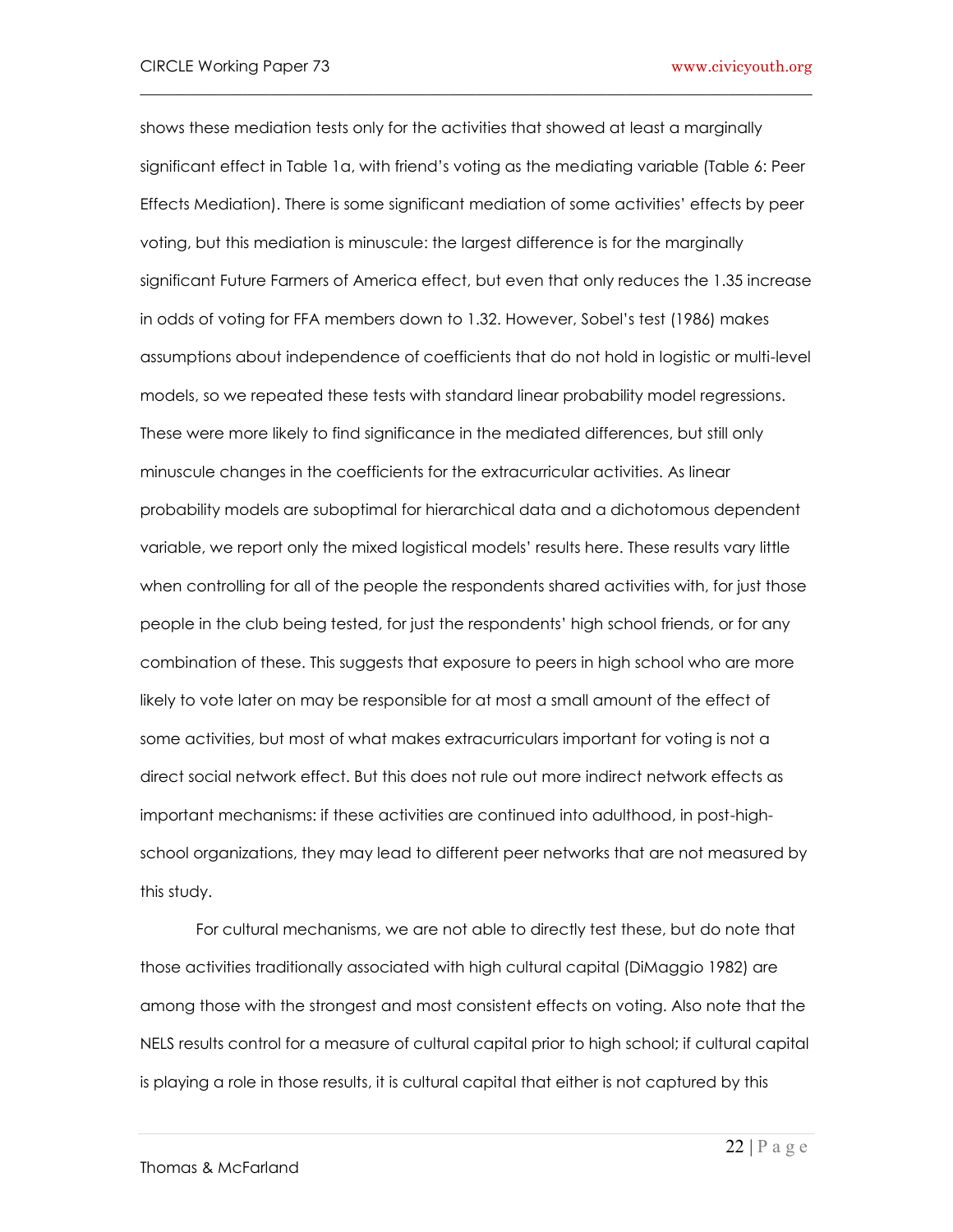shows these mediation tests only for the activities that showed at least a marginally significant effect in Table 1a, with friend's voting as the mediating variable (Table 6: Peer Effects Mediation). There is some significant mediation of some activities' effects by peer voting, but this mediation is minuscule: the largest difference is for the marginally significant Future Farmers of America effect, but even that only reduces the 1.35 increase in odds of voting for FFA members down to 1.32. However, Sobel's test (1986) makes assumptions about independence of coefficients that do not hold in logistic or multi-level models, so we repeated these tests with standard linear probability model regressions. These were more likely to find significance in the mediated differences, but still only minuscule changes in the coefficients for the extracurricular activities. As linear probability models are suboptimal for hierarchical data and a dichotomous dependent variable, we report only the mixed logistical models' results here. These results vary little when controlling for all of the people the respondents shared activities with, for just those people in the club being tested, for just the respondents' high school friends, or for any combination of these. This suggests that exposure to peers in high school who are more likely to vote later on may be responsible for at most a small amount of the effect of some activities, but most of what makes extracurriculars important for voting is not a direct social network effect. But this does not rule out more indirect network effects as important mechanisms: if these activities are continued into adulthood, in post-high-school organizations, they may lead to different peer networks that are not measured by this study.

For cultural mechanisms, we are not able to directly test these, but do note that those activities traditionally associated with high cultural capital (DiMaggio 1982) are among those with the strongest and most consistent effects on voting. Also note that the NELS results control for a measure of cultural capital prior to high school; if cultural capital is playing a role in those results, it is cultural capital that either is not captured by this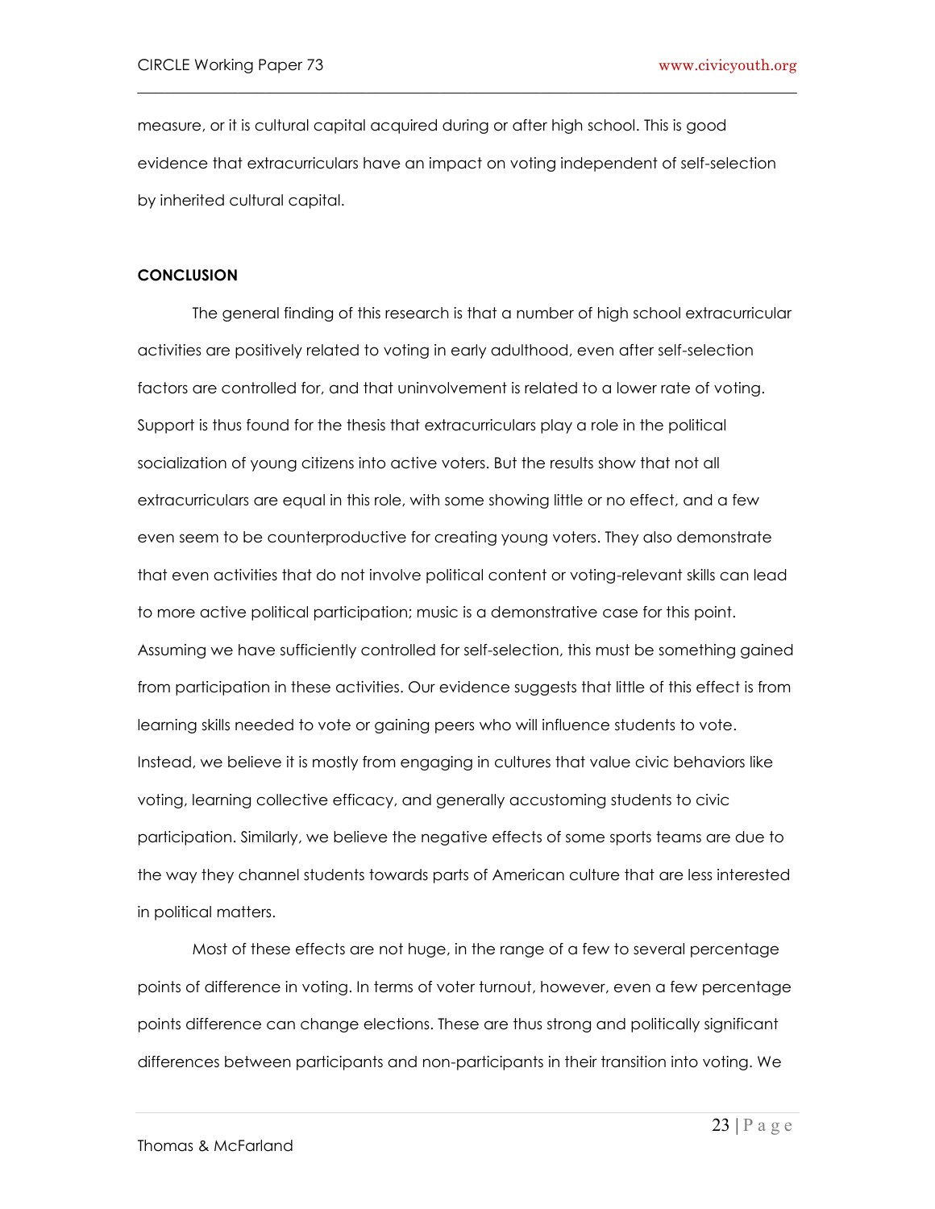measure, or it is cultural capital acquired during or after high school. This is good evidence that extracurriculars have an impact on voting independent of self-selection by inherited cultural capital.

## CONCLUSION

The general finding of this research is that a number of high school extracurricular activities are positively related to voting in early adulthood, even after self-selection factors are controlled for, and that uninvolvement is related to a lower rate of voting. Support is thus found for the thesis that extracurriculars play a role in the political socialization of young citizens into active voters. But the results show that not all extracurriculars are equal in this role, with some showing little or no effect, and a few even seem to be counterproductive for creating young voters. They also demonstrate that even activities that do not involve political content or voting-relevant skills can lead to more active political participation; music is a demonstrative case for this point. Assuming we have sufficiently controlled for self-selection, this must be something gained from participation in these activities. Our evidence suggests that little of this effect is from learning skills needed to vote or gaining peers who will influence students to vote. Instead, we believe it is mostly from engaging in cultures that value civic behaviors like voting, learning collective efficacy, and generally accustoming students to civic participation. Similarly, we believe the negative effects of some sports teams are due to the way they channel students towards parts of American culture that are less interested in political matters.

Most of these effects are not huge, in the range of a few to several percentage points of difference in voting. In terms of voter turnout, however, even a few percentage points difference can change elections. These are thus strong and politically significant differences between participants and non-participants in their transition into voting. We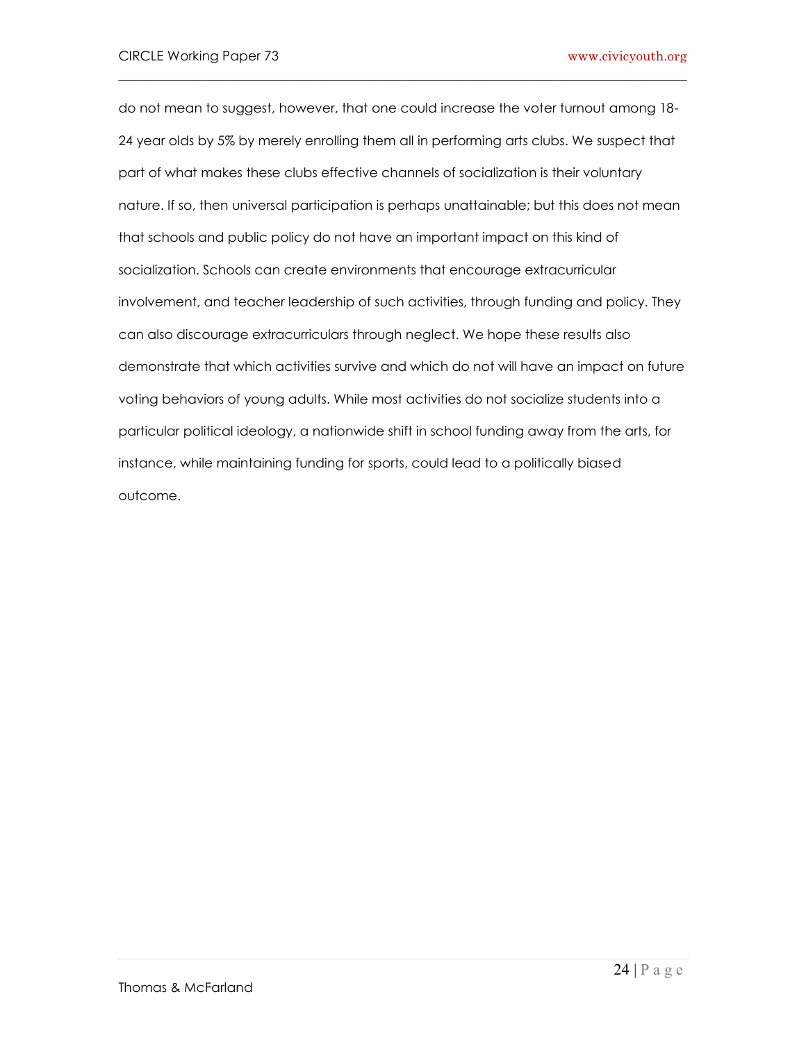do not mean to suggest, however, that one could increase the voter turnout among 18-24 year olds by 5% by merely enrolling them all in performing arts clubs. We suspect that part of what makes these clubs effective channels of socialization is their voluntary nature. If so, then universal participation is perhaps unattainable; but this does not mean that schools and public policy do not have an important impact on this kind of socialization. Schools can create environments that encourage extracurricular involvement, and teacher leadership of such activities, through funding and policy. They can also discourage extracurriculars through neglect. We hope these results also demonstrate that which activities survive and which do not will have an impact on future voting behaviors of young adults. While most activities do not socialize students into a particular political ideology, a nationwide shift in school funding away from the arts, for instance, while maintaining funding for sports, could lead to a politically biased outcome.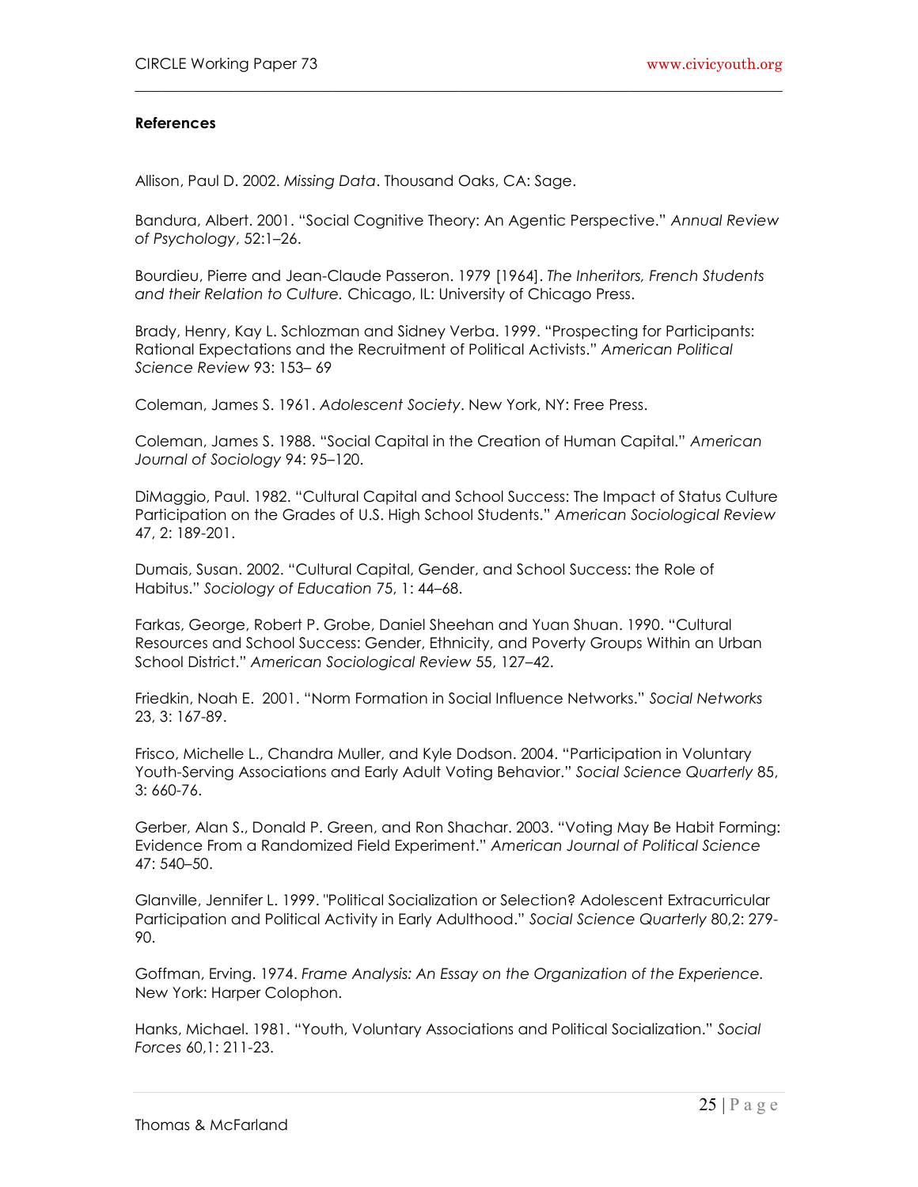**References**

Allison, Paul D. 2002. *Missing Data*. Thousand Oaks, CA: Sage.

Bandura, Albert. 2001. "Social Cognitive Theory: An Agentic Perspective." *Annual Review of Psychology*, 52:1–26.

Bourdieu, Pierre and Jean-Claude Passeron. 1979 [1964]. *The Inheritors, French Students and their Relation to Culture.* Chicago, IL: University of Chicago Press.

Brady, Henry, Kay L. Schlozman and Sidney Verba. 1999. "Prospecting for Participants: Rational Expectations and the Recruitment of Political Activists." *American Political Science Review* 93: 153– 69

Coleman, James S. 1961. *Adolescent Society*. New York, NY: Free Press.

Coleman, James S. 1988. "Social Capital in the Creation of Human Capital." *American Journal of Sociology* 94: 95–120.

DiMaggio, Paul. 1982. "Cultural Capital and School Success: The Impact of Status Culture Participation on the Grades of U.S. High School Students." *American Sociological Review* 47, 2: 189-201.

Dumais, Susan. 2002. "Cultural Capital, Gender, and School Success: the Role of Habitus." *Sociology of Education* 75, 1: 44–68.

Farkas, George, Robert P. Grobe, Daniel Sheehan and Yuan Shuan. 1990. "Cultural Resources and School Success: Gender, Ethnicity, and Poverty Groups Within an Urban School District." *American Sociological Review* 55, 127–42.

Friedkin, Noah E. 2001. "Norm Formation in Social Influence Networks." *Social Networks* 23, 3: 167-89.

Frisco, Michelle L., Chandra Muller, and Kyle Dodson. 2004. "Participation in Voluntary Youth-Serving Associations and Early Adult Voting Behavior." *Social Science Quarterly* 85, 3: 660-76.

Gerber, Alan S., Donald P. Green, and Ron Shachar. 2003. "Voting May Be Habit Forming: Evidence From a Randomized Field Experiment." *American Journal of Political Science* 47: 540–50.

Glanville, Jennifer L. 1999. "Political Socialization or Selection? Adolescent Extracurricular Participation and Political Activity in Early Adulthood." *Social Science Quarterly* 80,2: 279-90.

Goffman, Erving. 1974. *Frame Analysis: An Essay on the Organization of the Experience.* New York: Harper Colophon.

Hanks, Michael. 1981. "Youth, Voluntary Associations and Political Socialization." *Social Forces* 60,1: 211-23.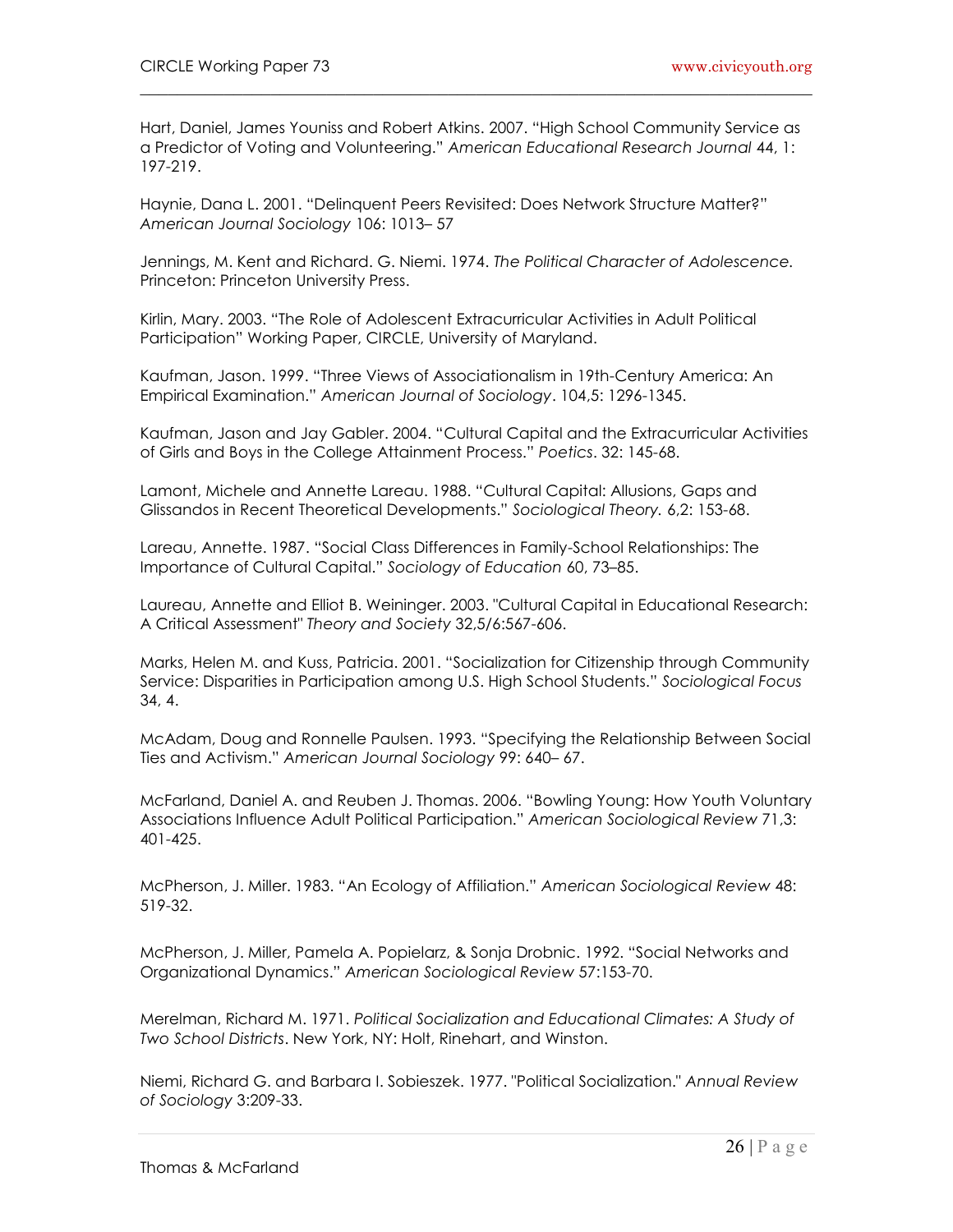Hart, Daniel, James Youniss and Robert Atkins. 2007. "High School Community Service as a Predictor of Voting and Volunteering." *American Educational Research Journal* 44, 1: 197-219.

Haynie, Dana L. 2001. "Delinquent Peers Revisited: Does Network Structure Matter?" *American Journal Sociology* 106: 1013– 57

Jennings, M. Kent and Richard. G. Niemi. 1974. *The Political Character of Adolescence.* Princeton: Princeton University Press.

Kirlin, Mary. 2003. "The Role of Adolescent Extracurricular Activities in Adult Political Participation" Working Paper, CIRCLE, University of Maryland.

Kaufman, Jason. 1999. "Three Views of Associationalism in 19th-Century America: An Empirical Examination." *American Journal of Sociology*. 104,5: 1296-1345.

Kaufman, Jason and Jay Gabler. 2004. "Cultural Capital and the Extracurricular Activities of Girls and Boys in the College Attainment Process." *Poetics*. 32: 145-68.

Lamont, Michele and Annette Lareau. 1988. "Cultural Capital: Allusions, Gaps and Glissandos in Recent Theoretical Developments." *Sociological Theory.* 6,2: 153-68.

Lareau, Annette. 1987. "Social Class Differences in Family-School Relationships: The Importance of Cultural Capital." *Sociology of Education* 60, 73–85.

Laureau, Annette and Elliot B. Weininger. 2003. "Cultural Capital in Educational Research: A Critical Assessment" *Theory and Society* 32,5/6:567-606.

Marks, Helen M. and Kuss, Patricia. 2001. "Socialization for Citizenship through Community Service: Disparities in Participation among U.S. High School Students." *Sociological Focus* 34, 4.

McAdam, Doug and Ronnelle Paulsen. 1993. "Specifying the Relationship Between Social Ties and Activism." *American Journal Sociology* 99: 640– 67.

McFarland, Daniel A. and Reuben J. Thomas. 2006. "Bowling Young: How Youth Voluntary Associations Influence Adult Political Participation." *American Sociological Review* 71,3: 401-425.

McPherson, J. Miller. 1983. "An Ecology of Affiliation." *American Sociological Review* 48: 519-32.

McPherson, J. Miller, Pamela A. Popielarz, & Sonja Drobnic. 1992. "Social Networks and Organizational Dynamics." *American Sociological Review* 57:153-70.

Merelman, Richard M. 1971. *Political Socialization and Educational Climates: A Study of Two School Districts*. New York, NY: Holt, Rinehart, and Winston.

Niemi, Richard G. and Barbara I. Sobieszek. 1977. "Political Socialization." *Annual Review of Sociology* 3:209-33.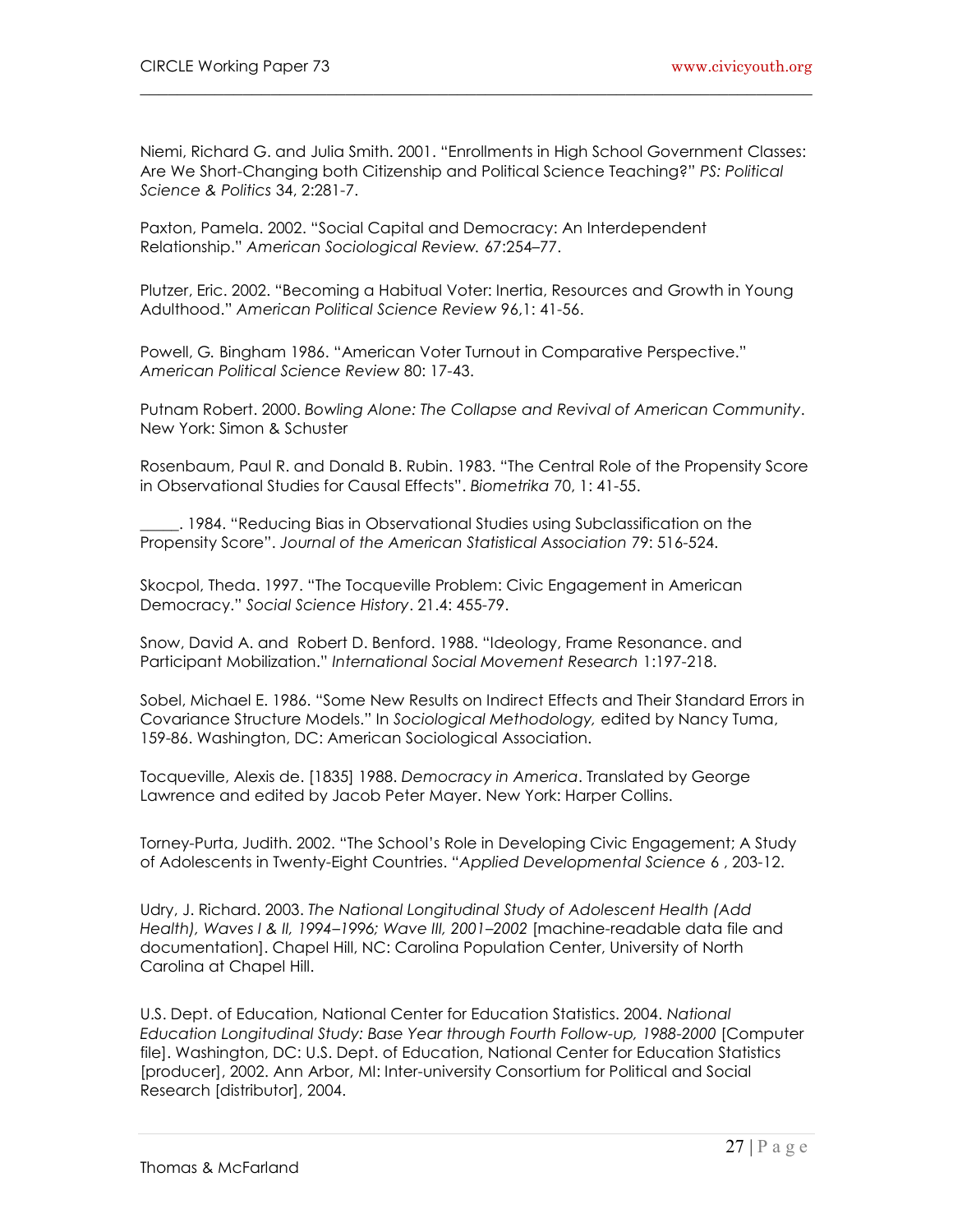Niemi, Richard G. and Julia Smith. 2001. "Enrollments in High School Government Classes: Are We Short-Changing both Citizenship and Political Science Teaching?" *PS: Political Science & Politics* 34, 2:281-7.

Paxton, Pamela. 2002. "Social Capital and Democracy: An Interdependent Relationship." *American Sociological Review.* 67:254–77.

Plutzer, Eric. 2002. "Becoming a Habitual Voter: Inertia, Resources and Growth in Young Adulthood." *American Political Science Review* 96,1: 41-56.

Powell, G. Bingham 1986. "American Voter Turnout in Comparative Perspective." *American Political Science Review* 80: 17-43.

Putnam Robert. 2000. *Bowling Alone: The Collapse and Revival of American Community*. New York: Simon & Schuster

Rosenbaum, Paul R. and Donald B. Rubin. 1983. "The Central Role of the Propensity Score in Observational Studies for Causal Effects". *Biometrika* 70, 1: 41-55.

_____. 1984. "Reducing Bias in Observational Studies using Subclassification on the Propensity Score". *Journal of the American Statistical Association* 79: 516-524.

Skocpol, Theda. 1997. "The Tocqueville Problem: Civic Engagement in American Democracy." *Social Science History*. 21.4: 455-79.

Snow, David A. and Robert D. Benford. 1988. "Ideology, Frame Resonance. and Participant Mobilization." *International Social Movement Research* 1:197-218.

Sobel, Michael E. 1986. "Some New Results on Indirect Effects and Their Standard Errors in Covariance Structure Models." In *Sociological Methodology,* edited by Nancy Tuma, 159-86. Washington, DC: American Sociological Association.

Tocqueville, Alexis de. [1835] 1988. *Democracy in America*. Translated by George Lawrence and edited by Jacob Peter Mayer. New York: Harper Collins.

Torney-Purta, Judith. 2002. "The School's Role in Developing Civic Engagement; A Study of Adolescents in Twenty-Eight Countries. "*Applied Developmental Science 6* , 203-12.

Udry, J. Richard. 2003. *The National Longitudinal Study of Adolescent Health (Add Health), Waves I & II, 1994–1996; Wave III, 2001–2002* [machine-readable data file and documentation]. Chapel Hill, NC: Carolina Population Center, University of North Carolina at Chapel Hill.

U.S. Dept. of Education, National Center for Education Statistics. 2004. *National Education Longitudinal Study: Base Year through Fourth Follow-up, 1988-2000* [Computer file]. Washington, DC: U.S. Dept. of Education, National Center for Education Statistics [producer], 2002. Ann Arbor, MI: Inter-university Consortium for Political and Social Research [distributor], 2004.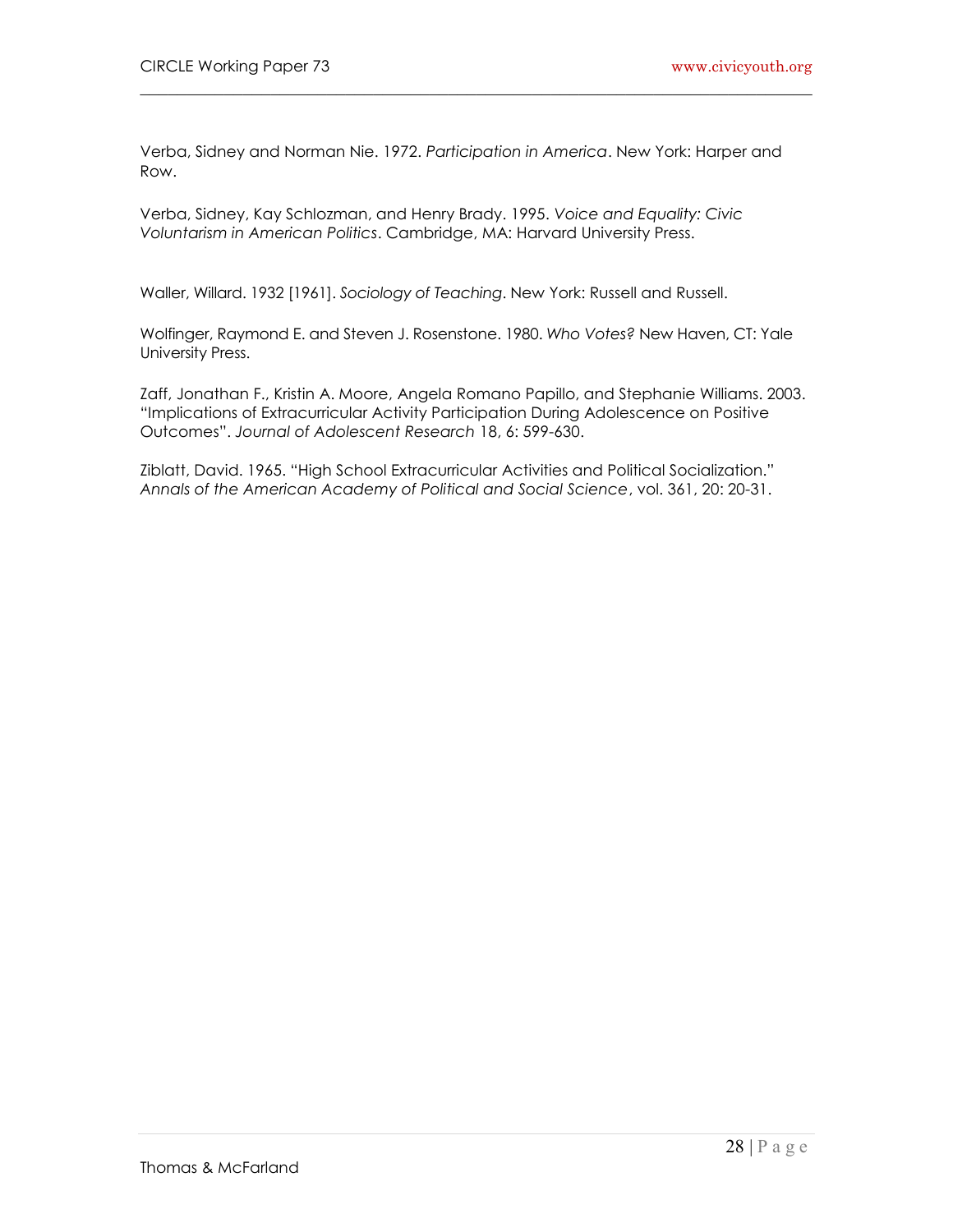Verba, Sidney and Norman Nie. 1972. *Participation in America*. New York: Harper and Row.

Verba, Sidney, Kay Schlozman, and Henry Brady. 1995. *Voice and Equality: Civic Voluntarism in American Politics*. Cambridge, MA: Harvard University Press.

Waller, Willard. 1932 [1961]. *Sociology of Teaching*. New York: Russell and Russell.

Wolfinger, Raymond E. and Steven J. Rosenstone. 1980. *Who Votes?* New Haven, CT: Yale University Press.

Zaff, Jonathan F., Kristin A. Moore, Angela Romano Papillo, and Stephanie Williams. 2003. "Implications of Extracurricular Activity Participation During Adolescence on Positive Outcomes". *Journal of Adolescent Research* 18, 6: 599-630.

Ziblatt, David. 1965. "High School Extracurricular Activities and Political Socialization." *Annals of the American Academy of Political and Social Science*, vol. 361, 20: 20-31.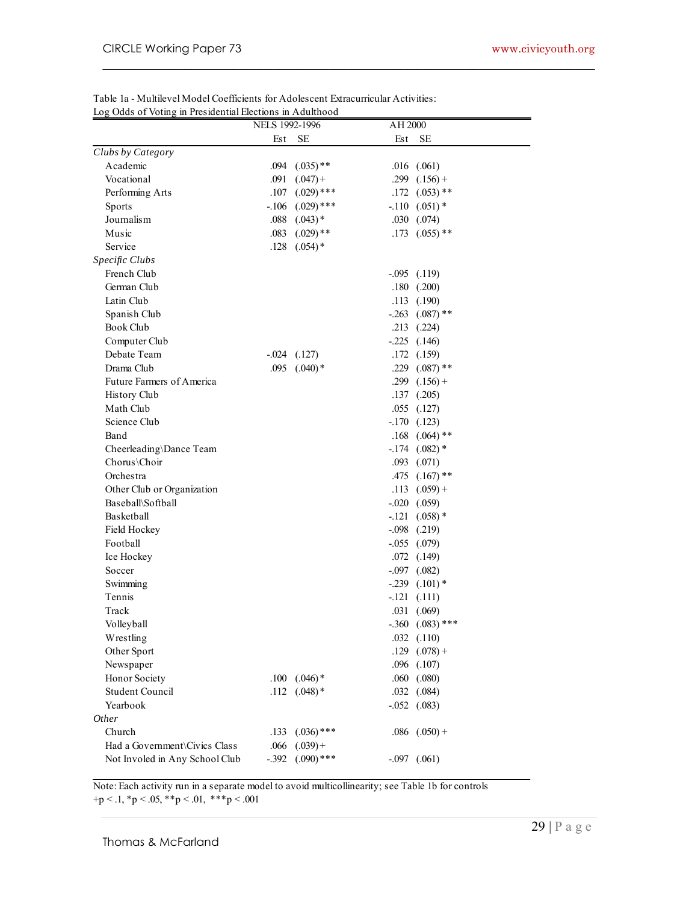Table 1a - Multilevel Model Coefficients for Adolescent Extracurricular Activities: Log Odds of Voting in Presidential Elections in Adulthood

| | NELS 1992-1996 | | AH 2000 | |
|---|---|---|---|---|
| | Est | SE | Est | SE |
| *Clubs by Category* | | | | |
| Academic | .094 | (.035)** | .016 | (.061) |
| Vocational | .091 | (.047)+ | .299 | (.156)+ |
| Performing Arts | .107 | (.029)*** | .172 | (.053)** |
| Sports | -.106 | (.029)*** | -.110 | (.051)* |
| Journalism | .088 | (.043)* | .030 | (.074) |
| Music | .083 | (.029)** | .173 | (.055)** |
| Service | .128 | (.054)* | | |
| *Specific Clubs* | | | | |
| French Club | | | -.095 | (.119) |
| German Club | | | .180 | (.200) |
| Latin Club | | | .113 | (.190) |
| Spanish Club | | | -.263 | (.087)** |
| Book Club | | | .213 | (.224) |
| Computer Club | | | -.225 | (.146) |
| Debate Team | -.024 | (.127) | .172 | (.159) |
| Drama Club | .095 | (.040)* | .229 | (.087)** |
| Future Farmers of America | | | .299 | (.156)+ |
| History Club | | | .137 | (.205) |
| Math Club | | | .055 | (.127) |
| Science Club | | | -.170 | (.123) |
| Band | | | .168 | (.064)** |
| Cheerleading\Dance Team | | | -.174 | (.082)* |
| Chorus\Choir | | | .093 | (.071) |
| Orchestra | | | .475 | (.167)** |
| Other Club or Organization | | | .113 | (.059)+ |
| Baseball\Softball | | | -.020 | (.059) |
| Basketball | | | -.121 | (.058)* |
| Field Hockey | | | -.098 | (.219) |
| Football | | | -.055 | (.079) |
| Ice Hockey | | | .072 | (.149) |
| Soccer | | | -.097 | (.082) |
| Swimming | | | -.239 | (.101)* |
| Tennis | | | -.121 | (.111) |
| Track | | | .031 | (.069) |
| Volleyball | | | -.360 | (.083)*** |
| Wrestling | | | .032 | (.110) |
| Other Sport | | | .129 | (.078)+ |
| Newspaper | | | .096 | (.107) |
| Honor Society | .100 | (.046)* | .060 | (.080) |
| Student Council | .112 | (.048)* | .032 | (.084) |
| Yearbook | | | -.052 | (.083) |
| *Other* | | | | |
| Church | .133 | (.036)*** | .086 | (.050)+ |
| Had a Government\Civics Class | .066 | (.039)+ | | |
| Not Involed in Any School Club | -.392 | (.090)*** | -.097 | (.061) |

Note: Each activity run in a separate model to avoid multicollinearity; see Table 1b for controls
+p < .1, *p < .05, **p < .01, ***p < .001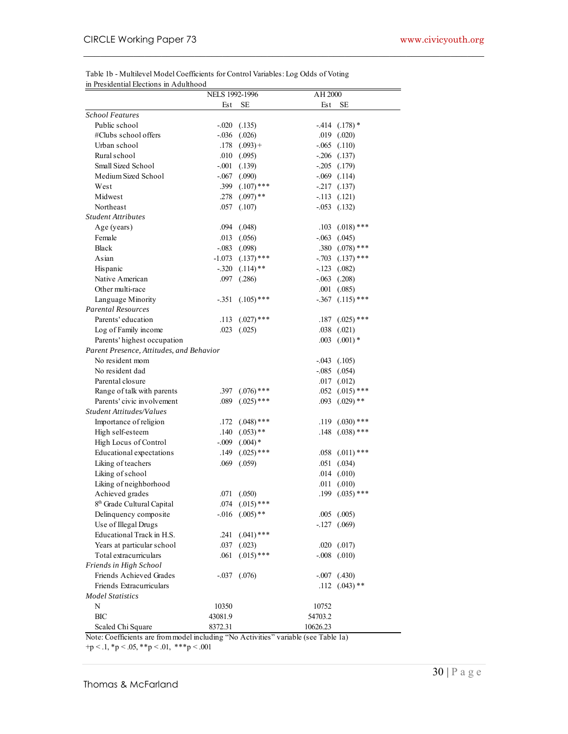Table 1b - Multilevel Model Coefficients for Control Variables: Log Odds of Voting in Presidential Elections in Adulthood

| | NELS 1992-1996 | | AH 2000 | |
|---|---|---|---|---|
| | Est | SE | Est | SE |
| *School Features* | | | | |
| Public school | -.020 | (.135) | -.414 | (.178) * |
| #Clubs school offers | -.036 | (.026) | .019 | (.020) |
| Urban school | .178 | (.093) + | -.065 | (.110) |
| Rural school | .010 | (.095) | -.206 | (.137) |
| Small Sized School | -.001 | (.139) | -.205 | (.179) |
| Medium Sized School | -.067 | (.090) | -.069 | (.114) |
| West | .399 | (.107) *** | -.217 | (.137) |
| Midwest | .278 | (.097) ** | -.113 | (.121) |
| Northeast | .057 | (.107) | -.053 | (.132) |
| *Student Attributes* | | | | |
| Age (years) | .094 | (.048) | .103 | (.018) *** |
| Female | .013 | (.056) | -.063 | (.045) |
| Black | -.083 | (.098) | .380 | (.078) *** |
| Asian | -1.073 | (.137) *** | -.703 | (.137) *** |
| Hispanic | -.320 | (.114) ** | -.123 | (.082) |
| Native American | .097 | (.286) | -.063 | (.208) |
| Other multi-race | | | .001 | (.085) |
| Language Minority | -.351 | (.105) *** | -.367 | (.115) *** |
| *Parental Resources* | | | | |
| Parents' education | .113 | (.027) *** | .187 | (.025) *** |
| Log of Family income | .023 | (.025) | .038 | (.021) |
| Parents' highest occupation | | | .003 | (.001) * |
| *Parent Presence, Attitudes, and Behavior* | | | | |
| No resident mom | | | -.043 | (.105) |
| No resident dad | | | -.085 | (.054) |
| Parental closure | | | .017 | (.012) |
| Range of talk with parents | .397 | (.076) *** | .052 | (.015) *** |
| Parents' civic involvement | .089 | (.025) *** | .093 | (.029) ** |
| *Student Attitudes/Values* | | | | |
| Importance of religion | .172 | (.048) *** | .119 | (.030) *** |
| High self-esteem | .140 | (.053) ** | .148 | (.038) *** |
| High Locus of Control | -.009 | (.004) * | | |
| Educational expectations | .149 | (.025) *** | .058 | (.011) *** |
| Liking of teachers | .069 | (.059) | .051 | (.034) |
| Liking of school | | | .014 | (.010) |
| Liking of neighborhood | | | .011 | (.010) |
| Achieved grades | .071 | (.050) | .199 | (.035) *** |
| 8th Grade Cultural Capital | .074 | (.015) *** | | |
| Delinquency composite | -.016 | (.005) ** | .005 | (.005) |
| Use of Illegal Drugs | | | -.127 | (.069) |
| Educational Track in H.S. | .241 | (.041) *** | | |
| Years at particular school | .037 | (.023) | .020 | (.017) |
| Total extracurriculars | .061 | (.015) *** | -.008 | (.010) |
| *Friends in High School* | | | | |
| Friends Achieved Grades | -.037 | (.076) | -.007 | (.430) |
| Friends Extracurriculars | | | .112 | (.043) ** |
| *Model Statistics* | | | | |
| N | 10350 | | 10752 | |
| BIC | 43081.9 | | 54703.2 | |
| Scaled Chi Square | 8372.31 | | 10626.23 | |

Note: Coefficients are from model including "No Activities" variable (see Table 1a)
+p < .1, *p < .05, **p < .01, ***p < .001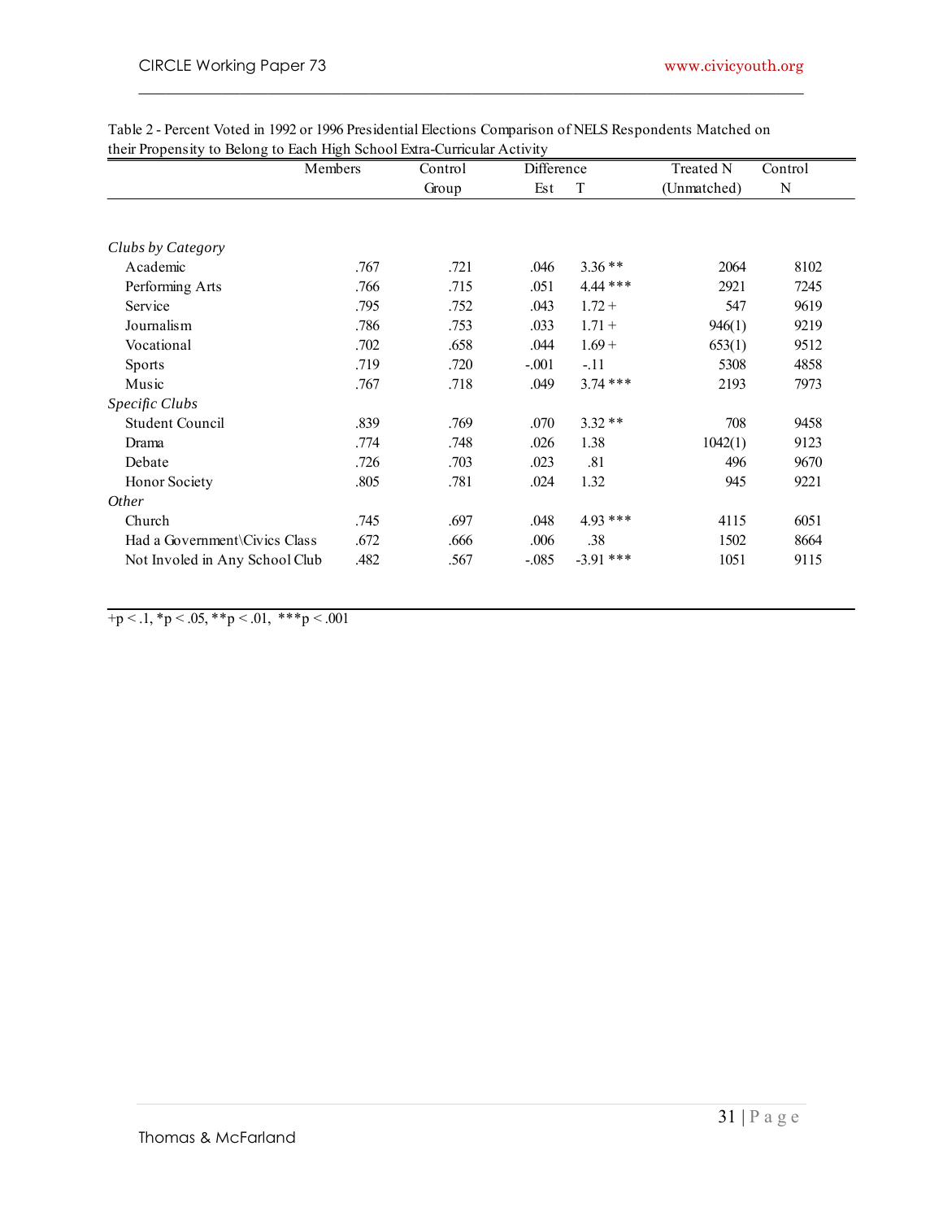Table 2 - Percent Voted in 1992 or 1996 Presidential Elections Comparison of NELS Respondents Matched on their Propensity to Belong to Each High School Extra-Curricular Activity

| | Members | Control Group | Difference Est | T | Treated N (Unmatched) | Control N |
|---|---|---|---|---|---|---|
| *Clubs by Category* | | | | | | |
| Academic | .767 | .721 | .046 | 3.36 ** | 2064 | 8102 |
| Performing Arts | .766 | .715 | .051 | 4.44 *** | 2921 | 7245 |
| Service | .795 | .752 | .043 | 1.72 + | 547 | 9619 |
| Journalism | .786 | .753 | .033 | 1.71 + | 946(1) | 9219 |
| Vocational | .702 | .658 | .044 | 1.69 + | 653(1) | 9512 |
| Sports | .719 | .720 | -.001 | -.11 | 5308 | 4858 |
| Music | .767 | .718 | .049 | 3.74 *** | 2193 | 7973 |
| *Specific Clubs* | | | | | | |
| Student Council | .839 | .769 | .070 | 3.32 ** | 708 | 9458 |
| Drama | .774 | .748 | .026 | 1.38 | 1042(1) | 9123 |
| Debate | .726 | .703 | .023 | .81 | 496 | 9670 |
| Honor Society | .805 | .781 | .024 | 1.32 | 945 | 9221 |
| *Other* | | | | | | |
| Church | .745 | .697 | .048 | 4.93 *** | 4115 | 6051 |
| Had a Government\Civics Class | .672 | .666 | .006 | .38 | 1502 | 8664 |
| Not Involed in Any School Club | .482 | .567 | -.085 | -3.91 *** | 1051 | 9115 |

+p < .1, *p < .05, **p < .01, ***p < .001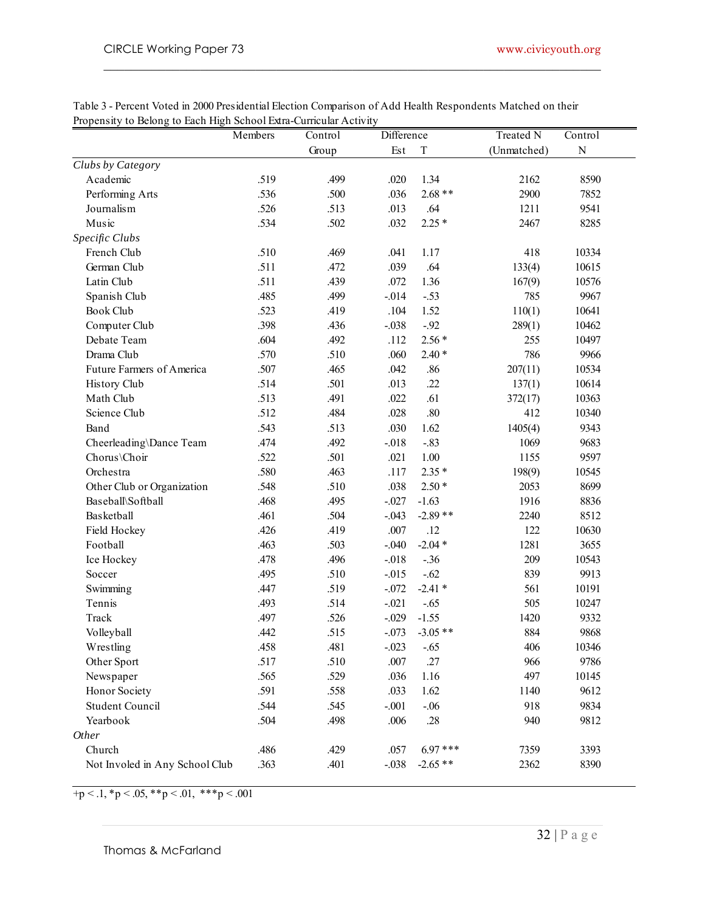Table 3 - Percent Voted in 2000 Presidential Election Comparison of Add Health Respondents Matched on their Propensity to Belong to Each High School Extra-Curricular Activity

| | Members | Control Group | Difference Est | T | Treated N (Unmatched) | Control N |
|---|---|---|---|---|---|---|
| *Clubs by Category* | | | | | | |
| Academic | .519 | .499 | .020 | 1.34 | 2162 | 8590 |
| Performing Arts | .536 | .500 | .036 | 2.68 ** | 2900 | 7852 |
| Journalism | .526 | .513 | .013 | .64 | 1211 | 9541 |
| Music | .534 | .502 | .032 | 2.25 * | 2467 | 8285 |
| *Specific Clubs* | | | | | | |
| French Club | .510 | .469 | .041 | 1.17 | 418 | 10334 |
| German Club | .511 | .472 | .039 | .64 | 133(4) | 10615 |
| Latin Club | .511 | .439 | .072 | 1.36 | 167(9) | 10576 |
| Spanish Club | .485 | .499 | -.014 | -.53 | 785 | 9967 |
| Book Club | .523 | .419 | .104 | 1.52 | 110(1) | 10641 |
| Computer Club | .398 | .436 | -.038 | -.92 | 289(1) | 10462 |
| Debate Team | .604 | .492 | .112 | 2.56 * | 255 | 10497 |
| Drama Club | .570 | .510 | .060 | 2.40 * | 786 | 9966 |
| Future Farmers of America | .507 | .465 | .042 | .86 | 207(11) | 10534 |
| History Club | .514 | .501 | .013 | .22 | 137(1) | 10614 |
| Math Club | .513 | .491 | .022 | .61 | 372(17) | 10363 |
| Science Club | .512 | .484 | .028 | .80 | 412 | 10340 |
| Band | .543 | .513 | .030 | 1.62 | 1405(4) | 9343 |
| Cheerleading\Dance Team | .474 | .492 | -.018 | -.83 | 1069 | 9683 |
| Chorus\Choir | .522 | .501 | .021 | 1.00 | 1155 | 9597 |
| Orchestra | .580 | .463 | .117 | 2.35 * | 198(9) | 10545 |
| Other Club or Organization | .548 | .510 | .038 | 2.50 * | 2053 | 8699 |
| Baseball\Softball | .468 | .495 | -.027 | -1.63 | 1916 | 8836 |
| Basketball | .461 | .504 | -.043 | -2.89 ** | 2240 | 8512 |
| Field Hockey | .426 | .419 | .007 | .12 | 122 | 10630 |
| Football | .463 | .503 | -.040 | -2.04 * | 1281 | 3655 |
| Ice Hockey | .478 | .496 | -.018 | -.36 | 209 | 10543 |
| Soccer | .495 | .510 | -.015 | -.62 | 839 | 9913 |
| Swimming | .447 | .519 | -.072 | -2.41 * | 561 | 10191 |
| Tennis | .493 | .514 | -.021 | -.65 | 505 | 10247 |
| Track | .497 | .526 | -.029 | -1.55 | 1420 | 9332 |
| Volleyball | .442 | .515 | -.073 | -3.05 ** | 884 | 9868 |
| Wrestling | .458 | .481 | -.023 | -.65 | 406 | 10346 |
| Other Sport | .517 | .510 | .007 | .27 | 966 | 9786 |
| Newspaper | .565 | .529 | .036 | 1.16 | 497 | 10145 |
| Honor Society | .591 | .558 | .033 | 1.62 | 1140 | 9612 |
| Student Council | .544 | .545 | -.001 | -.06 | 918 | 9834 |
| Yearbook | .504 | .498 | .006 | .28 | 940 | 9812 |
| *Other* | | | | | | |
| Church | .486 | .429 | .057 | 6.97 *** | 7359 | 3393 |
| Not Involed in Any School Club | .363 | .401 | -.038 | -2.65 ** | 2362 | 8390 |

+p < .1, *p < .05, **p < .01, ***p < .001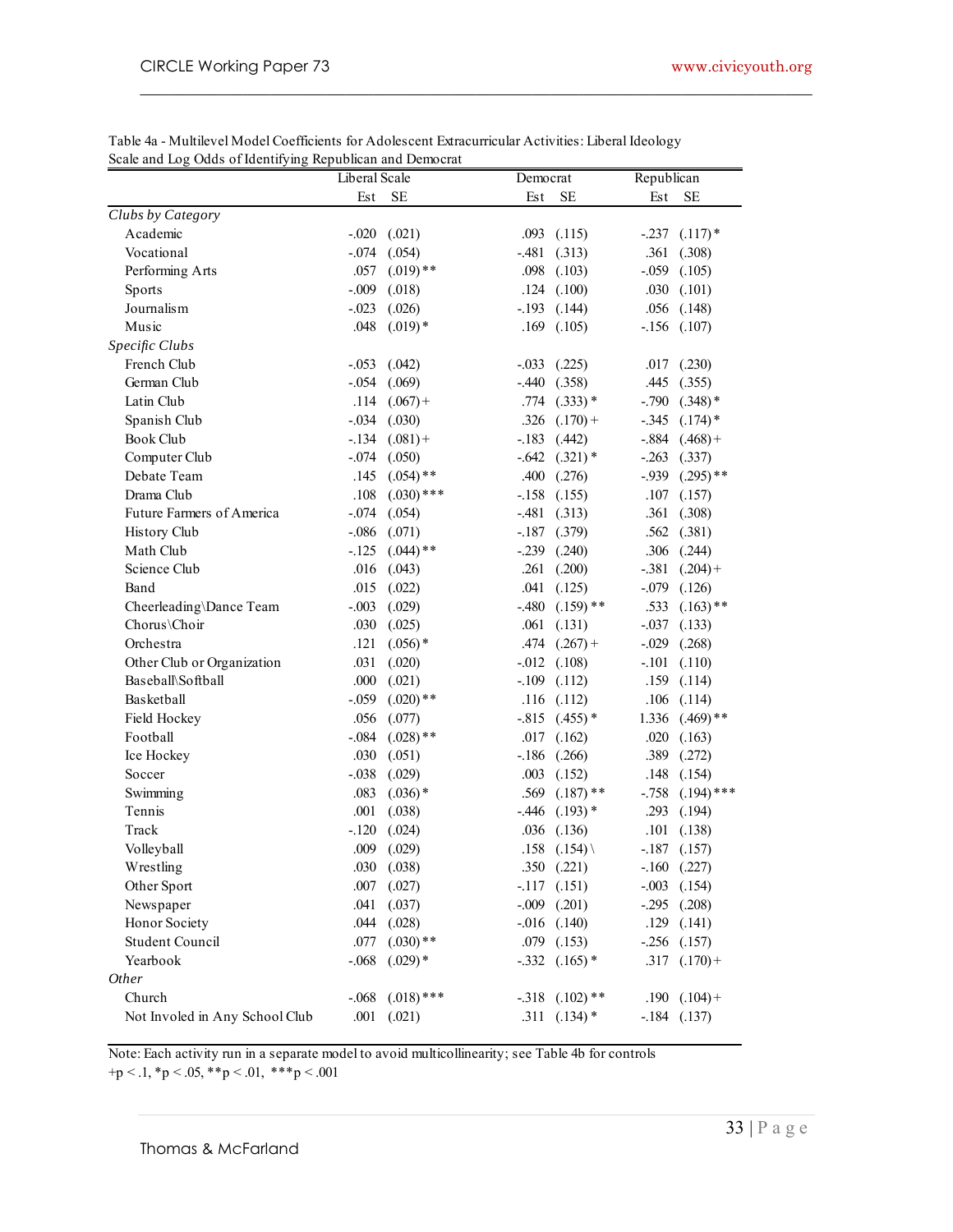Table 4a - Multilevel Model Coefficients for Adolescent Extracurricular Activities: Liberal Ideology Scale and Log Odds of Identifying Republican and Democrat

| | Liberal Scale | | Democrat | | Republican | |
|---|---|---|---|---|---|---|
| | Est | SE | Est | SE | Est | SE |
| *Clubs by Category* | | | | | | |
| Academic | -.020 | (.021) | .093 | (.115) | -.237 | (.117)* |
| Vocational | -.074 | (.054) | -.481 | (.313) | .361 | (.308) |
| Performing Arts | .057 | (.019)** | .098 | (.103) | -.059 | (.105) |
| Sports | -.009 | (.018) | .124 | (.100) | .030 | (.101) |
| Journalism | -.023 | (.026) | -.193 | (.144) | .056 | (.148) |
| Music | .048 | (.019)* | .169 | (.105) | -.156 | (.107) |
| *Specific Clubs* | | | | | | |
| French Club | -.053 | (.042) | -.033 | (.225) | .017 | (.230) |
| German Club | -.054 | (.069) | -.440 | (.358) | .445 | (.355) |
| Latin Club | .114 | (.067)+ | .774 | (.333)* | -.790 | (.348)* |
| Spanish Club | -.034 | (.030) | .326 | (.170)+ | -.345 | (.174)* |
| Book Club | -.134 | (.081)+ | -.183 | (.442) | -.884 | (.468)+ |
| Computer Club | -.074 | (.050) | -.642 | (.321)* | -.263 | (.337) |
| Debate Team | .145 | (.054)** | .400 | (.276) | -.939 | (.295)** |
| Drama Club | .108 | (.030)*** | -.158 | (.155) | .107 | (.157) |
| Future Farmers of America | -.074 | (.054) | -.481 | (.313) | .361 | (.308) |
| History Club | -.086 | (.071) | -.187 | (.379) | .562 | (.381) |
| Math Club | -.125 | (.044)** | -.239 | (.240) | .306 | (.244) |
| Science Club | .016 | (.043) | .261 | (.200) | -.381 | (.204)+ |
| Band | .015 | (.022) | .041 | (.125) | -.079 | (.126) |
| Cheerleading\Dance Team | -.003 | (.029) | -.480 | (.159)** | .533 | (.163)** |
| Chorus\Choir | .030 | (.025) | .061 | (.131) | -.037 | (.133) |
| Orchestra | .121 | (.056)* | .474 | (.267)+ | -.029 | (.268) |
| Other Club or Organization | .031 | (.020) | -.012 | (.108) | -.101 | (.110) |
| Baseball\Softball | .000 | (.021) | -.109 | (.112) | .159 | (.114) |
| Basketball | -.059 | (.020)** | .116 | (.112) | .106 | (.114) |
| Field Hockey | .056 | (.077) | -.815 | (.455)* | 1.336 | (.469)** |
| Football | -.084 | (.028)** | .017 | (.162) | .020 | (.163) |
| Ice Hockey | .030 | (.051) | -.186 | (.266) | .389 | (.272) |
| Soccer | -.038 | (.029) | .003 | (.152) | .148 | (.154) |
| Swimming | .083 | (.036)* | .569 | (.187)** | -.758 | (.194)*** |
| Tennis | .001 | (.038) | -.446 | (.193)* | .293 | (.194) |
| Track | -.120 | (.024) | .036 | (.136) | .101 | (.138) |
| Volleyball | .009 | (.029) | .158 | (.154)\ | -.187 | (.157) |
| Wrestling | .030 | (.038) | .350 | (.221) | -.160 | (.227) |
| Other Sport | .007 | (.027) | -.117 | (.151) | -.003 | (.154) |
| Newspaper | .041 | (.037) | -.009 | (.201) | -.295 | (.208) |
| Honor Society | .044 | (.028) | -.016 | (.140) | .129 | (.141) |
| Student Council | .077 | (.030)** | .079 | (.153) | -.256 | (.157) |
| Yearbook | -.068 | (.029)* | -.332 | (.165)* | .317 | (.170)+ |
| *Other* | | | | | | |
| Church | -.068 | (.018)*** | -.318 | (.102)** | .190 | (.104)+ |
| Not Involed in Any School Club | .001 | (.021) | .311 | (.134)* | -.184 | (.137) |

Note: Each activity run in a separate model to avoid multicollinearity; see Table 4b for controls
+p < .1, *p < .05, **p < .01, ***p < .001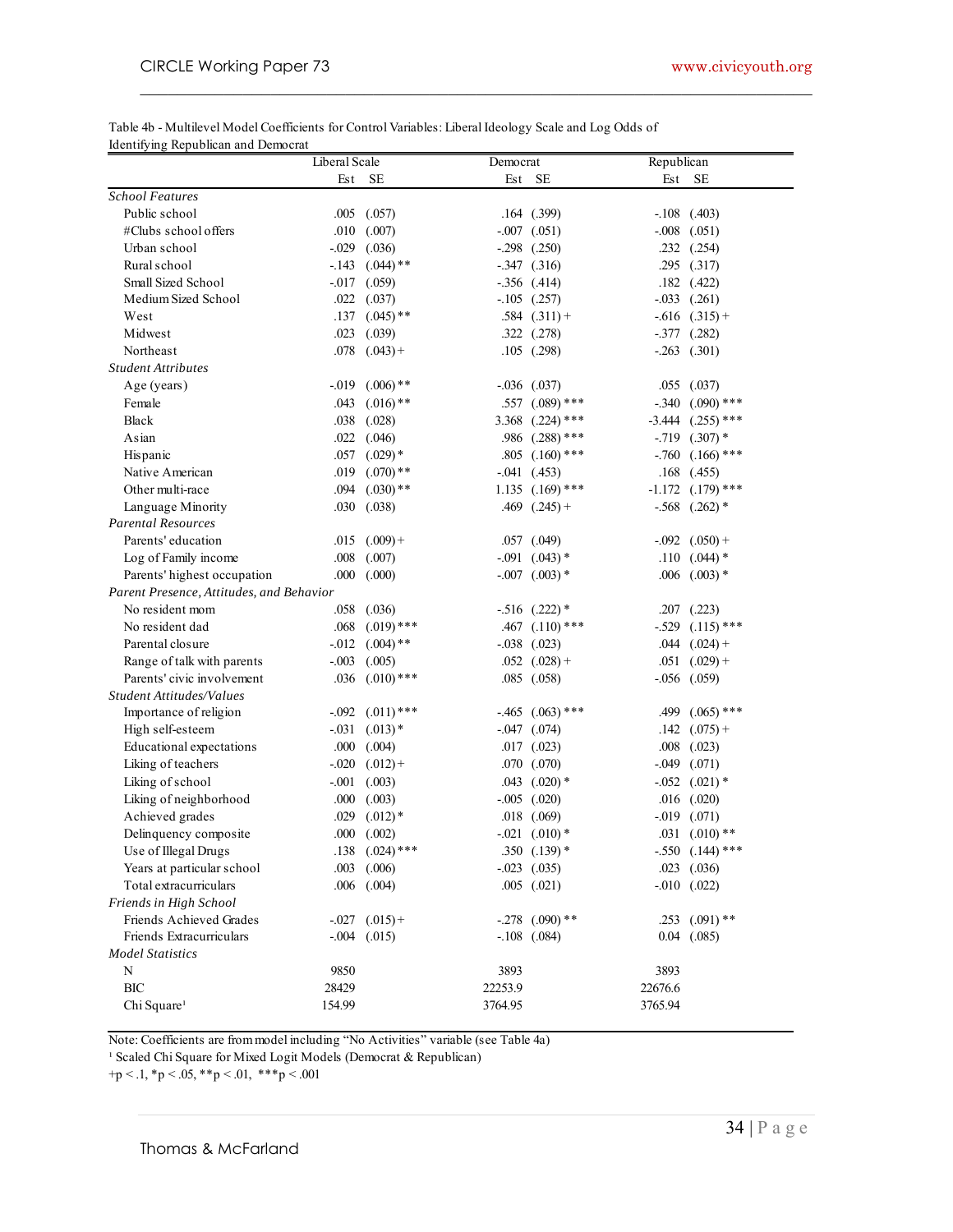Table 4b - Multilevel Model Coefficients for Control Variables: Liberal Ideology Scale and Log Odds of Identifying Republican and Democrat

| | Liberal Scale | | Democrat | | Republican | |
|---|---|---|---|---|---|---|
| | Est | SE | Est | SE | Est | SE |
| *School Features* | | | | | | |
| Public school | .005 | (.057) | .164 | (.399) | -.108 | (.403) |
| #Clubs school offers | .010 | (.007) | -.007 | (.051) | -.008 | (.051) |
| Urban school | -.029 | (.036) | -.298 | (.250) | .232 | (.254) |
| Rural school | -.143 | (.044) ** | -.347 | (.316) | .295 | (.317) |
| Small Sized School | -.017 | (.059) | -.356 | (.414) | .182 | (.422) |
| Medium Sized School | .022 | (.037) | -.105 | (.257) | -.033 | (.261) |
| West | .137 | (.045) ** | .584 | (.311) + | -.616 | (.315) + |
| Midwest | .023 | (.039) | .322 | (.278) | -.377 | (.282) |
| Northeast | .078 | (.043) + | .105 | (.298) | -.263 | (.301) |
| *Student Attributes* | | | | | | |
| Age (years) | -.019 | (.006) ** | -.036 | (.037) | .055 | (.037) |
| Female | .043 | (.016) ** | .557 | (.089) *** | -.340 | (.090) *** |
| Black | .038 | (.028) | 3.368 | (.224) *** | -3.444 | (.255) *** |
| Asian | .022 | (.046) | .986 | (.288) *** | -.719 | (.307) * |
| Hispanic | .057 | (.029) * | .805 | (.160) *** | -.760 | (.166) *** |
| Native American | .019 | (.070) ** | -.041 | (.453) | .168 | (.455) |
| Other multi-race | .094 | (.030) ** | 1.135 | (.169) *** | -1.172 | (.179) *** |
| Language Minority | .030 | (.038) | .469 | (.245) + | -.568 | (.262) * |
| *Parental Resources* | | | | | | |
| Parents' education | .015 | (.009) + | .057 | (.049) | -.092 | (.050) + |
| Log of Family income | .008 | (.007) | -.091 | (.043) * | .110 | (.044) * |
| Parents' highest occupation | .000 | (.000) | -.007 | (.003) * | .006 | (.003) * |
| *Parent Presence, Attitudes, and Behavior* | | | | | | |
| No resident mom | .058 | (.036) | -.516 | (.222) * | .207 | (.223) |
| No resident dad | .068 | (.019) *** | .467 | (.110) *** | -.529 | (.115) *** |
| Parental closure | -.012 | (.004) ** | -.038 | (.023) | .044 | (.024) + |
| Range of talk with parents | -.003 | (.005) | .052 | (.028) + | .051 | (.029) + |
| Parents' civic involvement | .036 | (.010) *** | .085 | (.058) | -.056 | (.059) |
| *Student Attitudes/Values* | | | | | | |
| Importance of religion | -.092 | (.011) *** | -.465 | (.063) *** | .499 | (.065) *** |
| High self-esteem | -.031 | (.013) * | -.047 | (.074) | .142 | (.075) + |
| Educational expectations | .000 | (.004) | .017 | (.023) | .008 | (.023) |
| Liking of teachers | -.020 | (.012) + | .070 | (.070) | -.049 | (.071) |
| Liking of school | -.001 | (.003) | .043 | (.020) * | -.052 | (.021) * |
| Liking of neighborhood | .000 | (.003) | -.005 | (.020) | .016 | (.020) |
| Achieved grades | .029 | (.012) * | .018 | (.069) | -.019 | (.071) |
| Delinquency composite | .000 | (.002) | -.021 | (.010) * | .031 | (.010) ** |
| Use of Illegal Drugs | .138 | (.024) *** | .350 | (.139) * | -.550 | (.144) *** |
| Years at particular school | .003 | (.006) | -.023 | (.035) | .023 | (.036) |
| Total extracurriculars | .006 | (.004) | .005 | (.021) | -.010 | (.022) |
| *Friends in High School* | | | | | | |
| Friends Achieved Grades | -.027 | (.015) + | -.278 | (.090) ** | .253 | (.091) ** |
| Friends Extracurriculars | -.004 | (.015) | -.108 | (.084) | 0.04 | (.085) |
| *Model Statistics* | | | | | | |
| N | 9850 | | 3893 | | 3893 | |
| BIC | 28429 | | 22253.9 | | 22676.6 | |
| Chi Square[1] | 154.99 | | 3764.95 | | 3765.94 | |

Note: Coefficients are from model including "No Activities" variable (see Table 4a)

[1] Scaled Chi Square for Mixed Logit Models (Democrat & Republican)

+p < .1, *p < .05, **p < .01, ***p < .001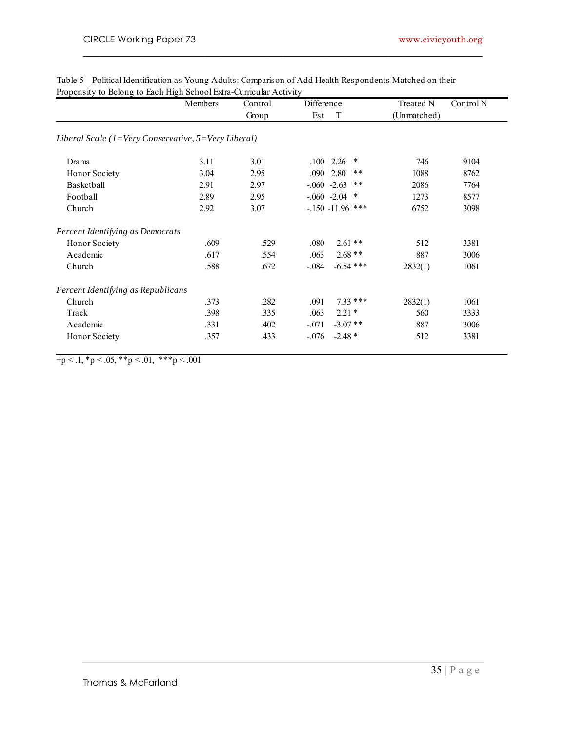Table 5 – Political Identification as Young Adults: Comparison of Add Health Respondents Matched on their Propensity to Belong to Each High School Extra-Curricular Activity

| | Members | Control Group | Difference Est | T | | Treated N (Unmatched) | Control N |
|---|---|---|---|---|---|---|---|
| *Liberal Scale (1=Very Conservative, 5=Very Liberal)* | | | | | | | |
| Drama | 3.11 | 3.01 | .100 | 2.26 | * | 746 | 9104 |
| Honor Society | 3.04 | 2.95 | .090 | 2.80 | ** | 1088 | 8762 |
| Basketball | 2.91 | 2.97 | -.060 | -2.63 | ** | 2086 | 7764 |
| Football | 2.89 | 2.95 | -.060 | -2.04 | * | 1273 | 8577 |
| Church | 2.92 | 3.07 | -.150 | -11.96 | *** | 6752 | 3098 |
| *Percent Identifying as Democrats* | | | | | | | |
| Honor Society | .609 | .529 | .080 | 2.61 | ** | 512 | 3381 |
| Academic | .617 | .554 | .063 | 2.68 | ** | 887 | 3006 |
| Church | .588 | .672 | -.084 | -6.54 | *** | 2832(1) | 1061 |
| *Percent Identifying as Republicans* | | | | | | | |
| Church | .373 | .282 | .091 | 7.33 | *** | 2832(1) | 1061 |
| Track | .398 | .335 | .063 | 2.21 | * | 560 | 3333 |
| Academic | .331 | .402 | -.071 | -3.07 | ** | 887 | 3006 |
| Honor Society | .357 | .433 | -.076 | -2.48 | * | 512 | 3381 |

+p < .1, *p < .05, **p < .01, ***p < .001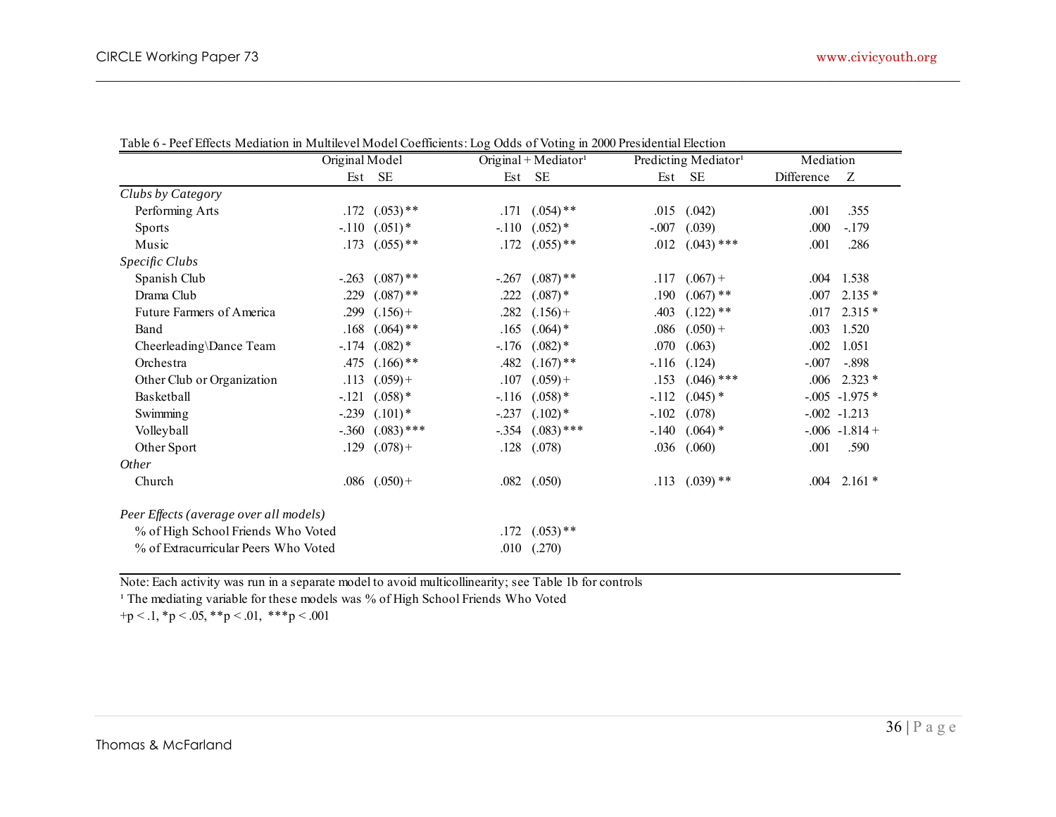Table 6 - Peef Effects Mediation in Multilevel Model Coefficients: Log Odds of Voting in 2000 Presidential Election

| | Original Model | | Original + Mediator[1] | | Predicting Mediator[1] | | Mediation | |
|---|---|---|---|---|---|---|---|---|
| | Est | SE | Est | SE | Est | SE | Difference | Z |
| *Clubs by Category* | | | | | | | | |
| Performing Arts | .172 | (.053)** | .171 | (.054)** | .015 | (.042) | .001 | .355 |
| Sports | -.110 | (.051)* | -.110 | (.052)* | -.007 | (.039) | .000 | -.179 |
| Music | .173 | (.055)** | .172 | (.055)** | .012 | (.043)*** | .001 | .286 |
| *Specific Clubs* | | | | | | | | |
| Spanish Club | -.263 | (.087)** | -.267 | (.087)** | .117 | (.067)+ | .004 | 1.538 |
| Drama Club | .229 | (.087)** | .222 | (.087)* | .190 | (.067)** | .007 | 2.135* |
| Future Farmers of America | .299 | (.156)+ | .282 | (.156)+ | .403 | (.122)** | .017 | 2.315* |
| Band | .168 | (.064)** | .165 | (.064)* | .086 | (.050)+ | .003 | 1.520 |
| Cheerleading\Dance Team | -.174 | (.082)* | -.176 | (.082)* | .070 | (.063) | .002 | 1.051 |
| Orchestra | .475 | (.166)** | .482 | (.167)** | -.116 | (.124) | -.007 | -.898 |
| Other Club or Organization | .113 | (.059)+ | .107 | (.059)+ | .153 | (.046)*** | .006 | 2.323* |
| Basketball | -.121 | (.058)* | -.116 | (.058)* | -.112 | (.045)* | -.005 | -1.975* |
| Swimming | -.239 | (.101)* | -.237 | (.102)* | -.102 | (.078) | -.002 | -1.213 |
| Volleyball | -.360 | (.083)*** | -.354 | (.083)*** | -.140 | (.064)* | -.006 | -1.814+ |
| Other Sport | .129 | (.078)+ | .128 | (.078) | .036 | (.060) | .001 | .590 |
| *Other* | | | | | | | | |
| Church | .086 | (.050)+ | .082 | (.050) | .113 | (.039)** | .004 | 2.161* |
| *Peer Effects (average over all models)* | | | | | | | | |
| % of High School Friends Who Voted | | | .172 | (.053)** | | | | |
| % of Extracurricular Peers Who Voted | | | .010 | (.270) | | | | |

Note: Each activity was run in a separate model to avoid multicollinearity; see Table 1b for controls

[1] The mediating variable for these models was % of High School Friends Who Voted

+p < .1, *p < .05, **p < .01, ***p < .001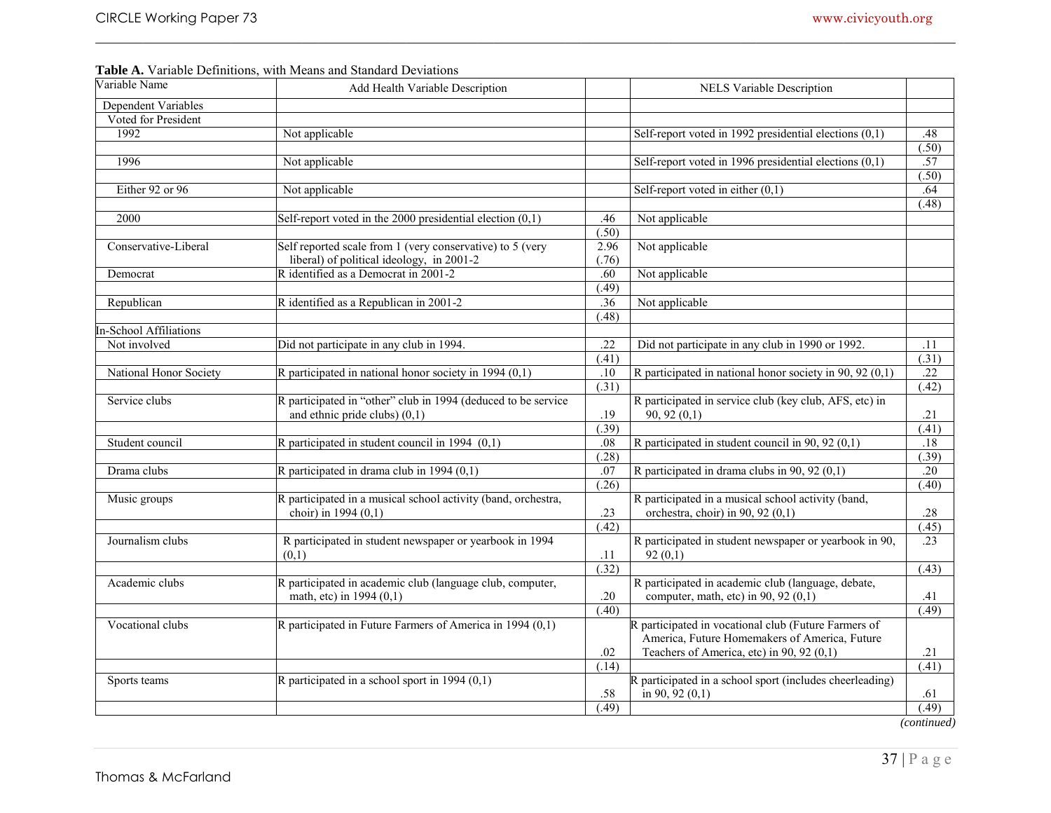**Table A.** Variable Definitions, with Means and Standard Deviations

| Variable Name | Add Health Variable Description | | NELS Variable Description | |
|---|---|---|---|---|
| Dependent Variables | | | | |
| Voted for President | | | | |
| 1992 | Not applicable | | Self-report voted in 1992 presidential elections (0,1) | .48 |
| | | | | (.50) |
| 1996 | Not applicable | | Self-report voted in 1996 presidential elections (0,1) | .57 |
| | | | | (.50) |
| Either 92 or 96 | Not applicable | | Self-report voted in either (0,1) | .64 |
| | | | | (.48) |
| 2000 | Self-report voted in the 2000 presidential election (0,1) | .46 | Not applicable | |
| | | (.50) | | |
| Conservative-Liberal | Self reported scale from 1 (very conservative) to 5 (very liberal) of political ideology, in 2001-2 | 2.96 (.76) | Not applicable | |
| Democrat | R identified as a Democrat in 2001-2 | .60 | Not applicable | |
| | | (.49) | | |
| Republican | R identified as a Republican in 2001-2 | .36 | Not applicable | |
| | | (.48) | | |
| In-School Affiliations | | | | |
| Not involved | Did not participate in any club in 1994. | .22 | Did not participate in any club in 1990 or 1992. | .11 |
| | | (.41) | | (.31) |
| National Honor Society | R participated in national honor society in 1994 (0,1) | .10 | R participated in national honor society in 90, 92 (0,1) | .22 |
| | | (.31) | | (.42) |
| Service clubs | R participated in "other" club in 1994 (deduced to be service and ethnic pride clubs) (0,1) | .19 | R participated in service club (key club, AFS, etc) in 90, 92 (0,1) | .21 |
| | | (.39) | | (.41) |
| Student council | R participated in student council in 1994 (0,1) | .08 | R participated in student council in 90, 92 (0,1) | .18 |
| | | (.28) | | (.39) |
| Drama clubs | R participated in drama club in 1994 (0,1) | .07 | R participated in drama clubs in 90, 92 (0,1) | .20 |
| | | (.26) | | (.40) |
| Music groups | R participated in a musical school activity (band, orchestra, choir) in 1994 (0,1) | .23 | R participated in a musical school activity (band, orchestra, choir) in 90, 92 (0,1) | .28 |
| | | (.42) | | (.45) |
| Journalism clubs | R participated in student newspaper or yearbook in 1994 (0,1) | .11 | R participated in student newspaper or yearbook in 90, 92 (0,1) | .23 |
| | | (.32) | | (.43) |
| Academic clubs | R participated in academic club (language club, computer, math, etc) in 1994 (0,1) | .20 | R participated in academic club (language, debate, computer, math, etc) in 90, 92 (0,1) | .41 |
| | | (.40) | | (.49) |
| Vocational clubs | R participated in Future Farmers of America in 1994 (0,1) | .02 | R participated in vocational club (Future Farmers of America, Future Homemakers of America, Future Teachers of America, etc) in 90, 92 (0,1) | .21 |
| | | (.14) | | (.41) |
| Sports teams | R participated in a school sport in 1994 (0,1) | .58 | R participated in a school sport (includes cheerleading) in 90, 92 (0,1) | .61 |
| | | (.49) | | (.49) |

*(continued)*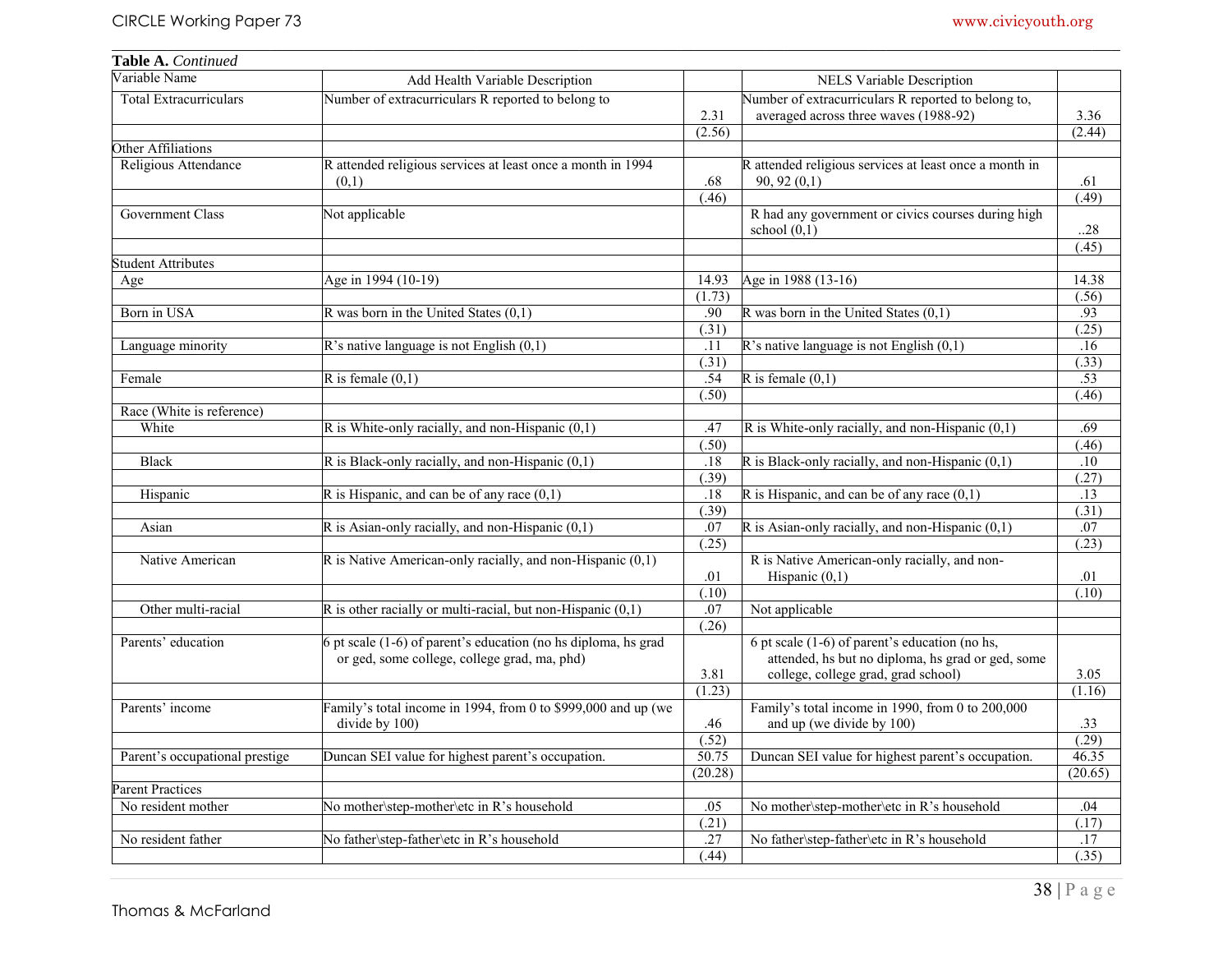**Table A.** *Continued*

| Variable Name | Add Health Variable Description | | NELS Variable Description | |
|---|---|---|---|---|
| Total Extracurriculars | Number of extracurriculars R reported to belong to | 2.31 | Number of extracurriculars R reported to belong to, averaged across three waves (1988-92) | 3.36 |
| | | (2.56) | | (2.44) |
| Other Affiliations | | | | |
| Religious Attendance | R attended religious services at least once a month in 1994 (0,1) | .68 | R attended religious services at least once a month in 90, 92 (0,1) | .61 |
| | | (.46) | | (.49) |
| Government Class | Not applicable | | R had any government or civics courses during high school (0,1) | ..28 |
| | | | | (.45) |
| Student Attributes | | | | |
| Age | Age in 1994 (10-19) | 14.93 | Age in 1988 (13-16) | 14.38 |
| | | (1.73) | | (.56) |
| Born in USA | R was born in the United States (0,1) | .90 | R was born in the United States (0,1) | .93 |
| | | (.31) | | (.25) |
| Language minority | R's native language is not English (0,1) | .11 | R's native language is not English (0,1) | .16 |
| | | (.31) | | (.33) |
| Female | R is female (0,1) | .54 | R is female (0,1) | .53 |
| | | (.50) | | (.46) |
| Race (White is reference) | | | | |
| White | R is White-only racially, and non-Hispanic (0,1) | .47 | R is White-only racially, and non-Hispanic (0,1) | .69 |
| | | (.50) | | (.46) |
| Black | R is Black-only racially, and non-Hispanic (0,1) | .18 | R is Black-only racially, and non-Hispanic (0,1) | .10 |
| | | (.39) | | (.27) |
| Hispanic | R is Hispanic, and can be of any race (0,1) | .18 | R is Hispanic, and can be of any race (0,1) | .13 |
| | | (.39) | | (.31) |
| Asian | R is Asian-only racially, and non-Hispanic (0,1) | .07 | R is Asian-only racially, and non-Hispanic (0,1) | .07 |
| | | (.25) | | (.23) |
| Native American | R is Native American-only racially, and non-Hispanic (0,1) | .01 | R is Native American-only racially, and non-Hispanic (0,1) | .01 |
| | | (.10) | | (.10) |
| Other multi-racial | R is other racially or multi-racial, but non-Hispanic (0,1) | .07 | Not applicable | |
| | | (.26) | | |
| Parents' education | 6 pt scale (1-6) of parent's education (no hs diploma, hs grad or ged, some college, college grad, ma, phd) | 3.81 | 6 pt scale (1-6) of parent's education (no hs, attended, hs but no diploma, hs grad or ged, some college, college grad, grad school) | 3.05 |
| | | (1.23) | | (1.16) |
| Parents' income | Family's total income in 1994, from 0 to $999,000 and up (we divide by 100) | .46 | Family's total income in 1990, from 0 to 200,000 and up (we divide by 100) | .33 |
| | | (.52) | | (.29) |
| Parent's occupational prestige | Duncan SEI value for highest parent's occupation. | 50.75 | Duncan SEI value for highest parent's occupation. | 46.35 |
| | | (20.28) | | (20.65) |
| Parent Practices | | | | |
| No resident mother | No mother\step-mother\etc in R's household | .05 | No mother\step-mother\etc in R's household | .04 |
| | | (.21) | | (.17) |
| No resident father | No father\step-father\etc in R's household | .27 | No father\step-father\etc in R's household | .17 |
| | | (.44) | | (.35) |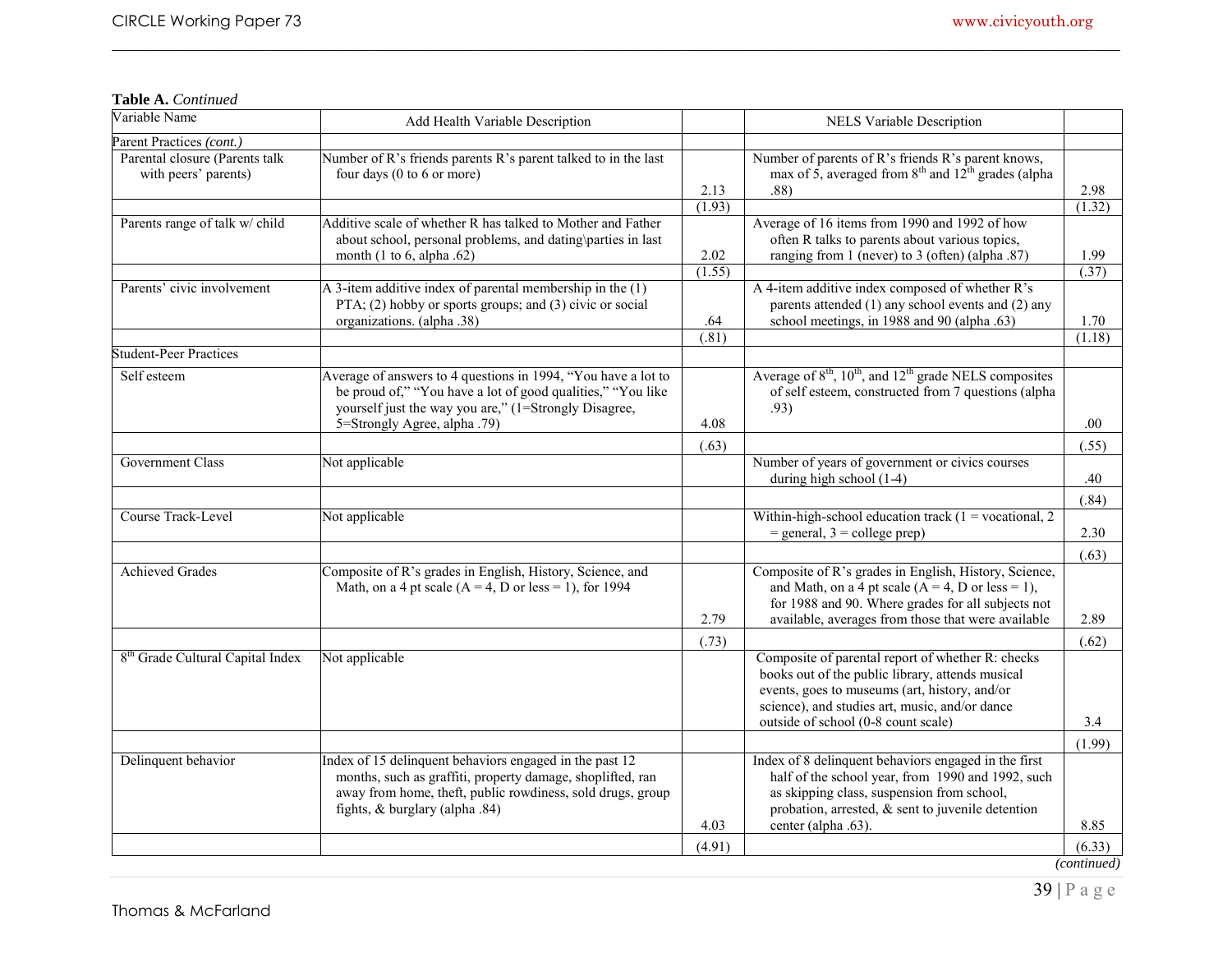**Table A.** *Continued*

| Variable Name | Add Health Variable Description | | NELS Variable Description | |
|---|---|---|---|---|
| Parent Practices *(cont.)* | | | | |
| Parental closure (Parents talk with peers' parents) | Number of R's friends parents R's parent talked to in the last four days (0 to 6 or more) | 2.13 | Number of parents of R's friends R's parent knows, max of 5, averaged from 8th and 12th grades (alpha .88) | 2.98 |
| | | (1.93) | | (1.32) |
| Parents range of talk w/ child | Additive scale of whether R has talked to Mother and Father about school, personal problems, and dating\parties in last month (1 to 6, alpha .62) | 2.02 | Average of 16 items from 1990 and 1992 of how often R talks to parents about various topics, ranging from 1 (never) to 3 (often) (alpha .87) | 1.99 |
| | | (1.55) | | (.37) |
| Parents' civic involvement | A 3-item additive index of parental membership in the (1) PTA; (2) hobby or sports groups; and (3) civic or social organizations. (alpha .38) | .64 | A 4-item additive index composed of whether R's parents attended (1) any school events and (2) any school meetings, in 1988 and 90 (alpha .63) | 1.70 |
| | | (.81) | | (1.18) |
| Student-Peer Practices | | | | |
| Self esteem | Average of answers to 4 questions in 1994, "You have a lot to be proud of," "You have a lot of good qualities," "You like yourself just the way you are," (1=Strongly Disagree, 5=Strongly Agree, alpha .79) | 4.08 | Average of 8th, 10th, and 12th grade NELS composites of self esteem, constructed from 7 questions (alpha .93) | .00 |
| | | (.63) | | (.55) |
| Government Class | Not applicable | | Number of years of government or civics courses during high school (1-4) | .40 |
| | | | | (.84) |
| Course Track-Level | Not applicable | | Within-high-school education track (1 = vocational, 2 = general, 3 = college prep) | 2.30 |
| | | | | (.63) |
| Achieved Grades | Composite of R's grades in English, History, Science, and Math, on a 4 pt scale (A = 4, D or less = 1), for 1994 | 2.79 | Composite of R's grades in English, History, Science, and Math, on a 4 pt scale (A = 4, D or less = 1), for 1988 and 90. Where grades for all subjects not available, averages from those that were available | 2.89 |
| | | (.73) | | (.62) |
| 8th Grade Cultural Capital Index | Not applicable | | Composite of parental report of whether R: checks books out of the public library, attends musical events, goes to museums (art, history, and/or science), and studies art, music, and/or dance outside of school (0-8 count scale) | 3.4 |
| | | | | (1.99) |
| Delinquent behavior | Index of 15 delinquent behaviors engaged in the past 12 months, such as graffiti, property damage, shoplifted, ran away from home, theft, public rowdiness, sold drugs, group fights, & burglary (alpha .84) | 4.03 | Index of 8 delinquent behaviors engaged in the first half of the school year, from 1990 and 1992, such as skipping class, suspension from school, probation, arrested, & sent to juvenile detention center (alpha .63). | 8.85 |
| | | (4.91) | | (6.33) |

*(continued)*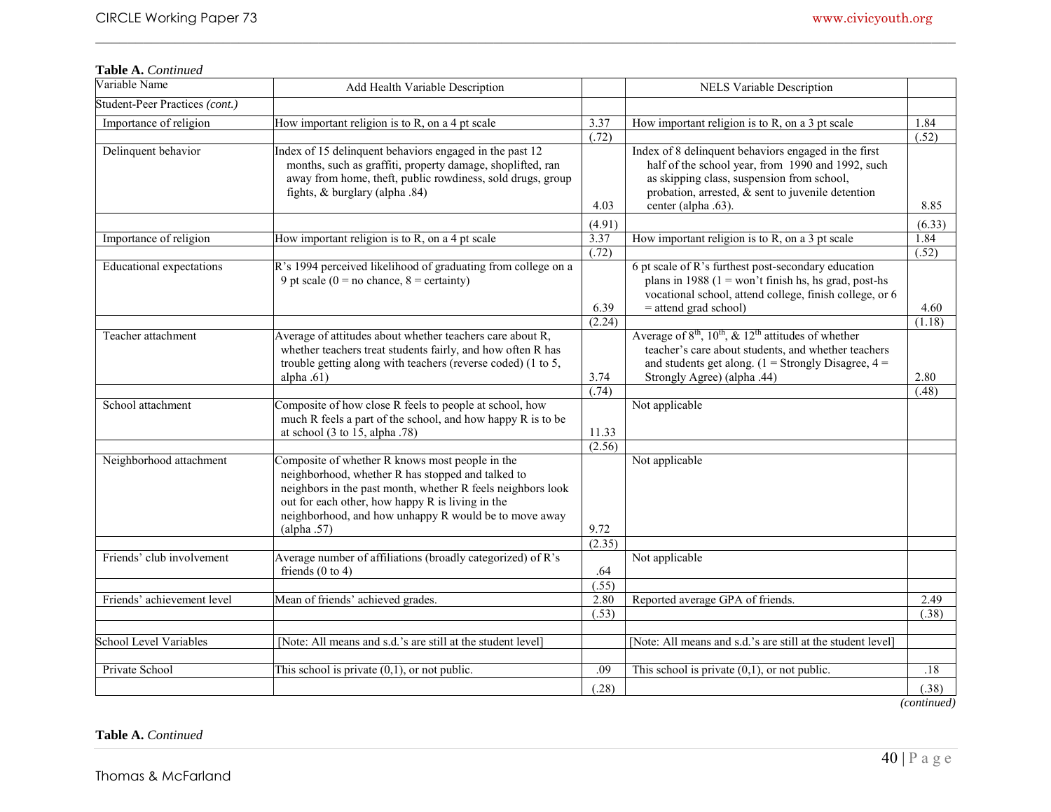**Table A.** *Continued*

| Variable Name | Add Health Variable Description | | NELS Variable Description | |
|---|---|---|---|---|
| Student-Peer Practices *(cont.)* | | | | |
| Importance of religion | How important religion is to R, on a 4 pt scale | 3.37 | How important religion is to R, on a 3 pt scale | 1.84 |
| | | (.72) | | (.52) |
| Delinquent behavior | Index of 15 delinquent behaviors engaged in the past 12 months, such as graffiti, property damage, shoplifted, ran away from home, theft, public rowdiness, sold drugs, group fights, & burglary (alpha .84) | 4.03 | Index of 8 delinquent behaviors engaged in the first half of the school year, from 1990 and 1992, such as skipping class, suspension from school, probation, arrested, & sent to juvenile detention center (alpha .63). | 8.85 |
| | | (4.91) | | (6.33) |
| Importance of religion | How important religion is to R, on a 4 pt scale | 3.37 | How important religion is to R, on a 3 pt scale | 1.84 |
| | | (.72) | | (.52) |
| Educational expectations | R's 1994 perceived likelihood of graduating from college on a 9 pt scale (0 = no chance, 8 = certainty) | 6.39 | 6 pt scale of R's furthest post-secondary education plans in 1988 (1 = won't finish hs, hs grad, post-hs vocational school, attend college, finish college, or 6 = attend grad school) | 4.60 |
| | | (2.24) | | (1.18) |
| Teacher attachment | Average of attitudes about whether teachers care about R, whether teachers treat students fairly, and how often R has trouble getting along with teachers (reverse coded) (1 to 5, alpha .61) | 3.74 | Average of 8th, 10th, & 12th attitudes of whether teacher's care about students, and whether teachers and students get along. (1 = Strongly Disagree, 4 = Strongly Agree) (alpha .44) | 2.80 |
| | | (.74) | | (.48) |
| School attachment | Composite of how close R feels to people at school, how much R feels a part of the school, and how happy R is to be at school (3 to 15, alpha .78) | 11.33 | Not applicable | |
| | | (2.56) | | |
| Neighborhood attachment | Composite of whether R knows most people in the neighborhood, whether R has stopped and talked to neighbors in the past month, whether R feels neighbors look out for each other, how happy R is living in the neighborhood, and how unhappy R would be to move away (alpha .57) | 9.72 | Not applicable | |
| | | (2.35) | | |
| Friends' club involvement | Average number of affiliations (broadly categorized) of R's friends (0 to 4) | .64 | Not applicable | |
| | | (.55) | | |
| Friends' achievement level | Mean of friends' achieved grades. | 2.80 | Reported average GPA of friends. | 2.49 |
| | | (.53) | | (.38) |
| | | | | |
| School Level Variables | [Note: All means and s.d.'s are still at the student level] | | [Note: All means and s.d.'s are still at the student level] | |
| | | | | |
| Private School | This school is private (0,1), or not public. | .09 | This school is private (0,1), or not public. | .18 |
| | | (.28) | | (.38) |

*(continued)*

**Table A.** *Continued*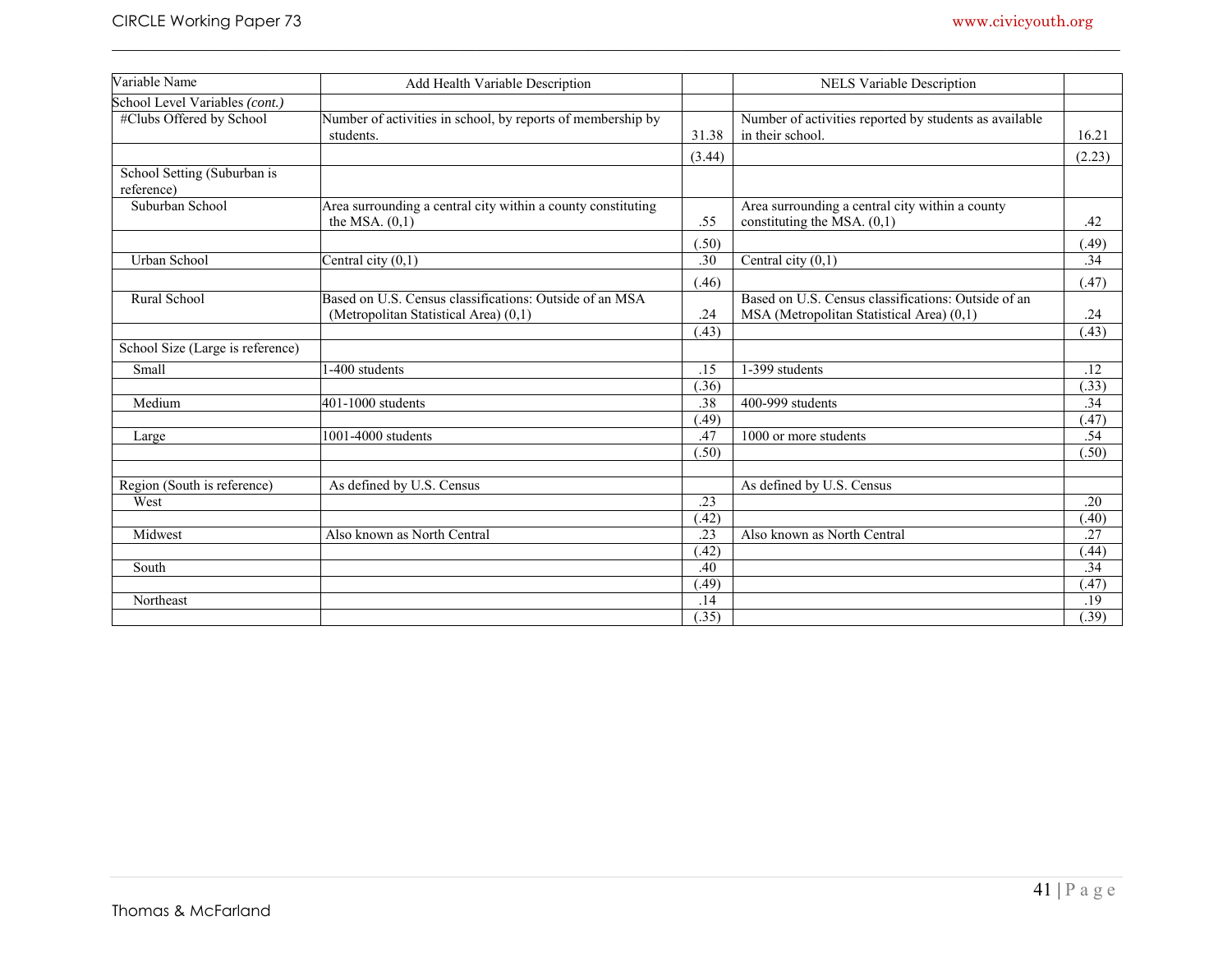| Variable Name | Add Health Variable Description | | NELS Variable Description | |
|---|---|---|---|---|
| School Level Variables *(cont.)* | | | | |
| #Clubs Offered by School | Number of activities in school, by reports of membership by students. | 31.38 | Number of activities reported by students as available in their school. | 16.21 |
| | | (3.44) | | (2.23) |
| School Setting (Suburban is reference) | | | | |
| Suburban School | Area surrounding a central city within a county constituting the MSA. (0,1) | .55 | Area surrounding a central city within a county constituting the MSA. (0,1) | .42 |
| | | (.50) | | (.49) |
| Urban School | Central city (0,1) | .30 | Central city (0,1) | .34 |
| | | (.46) | | (.47) |
| Rural School | Based on U.S. Census classifications: Outside of an MSA (Metropolitan Statistical Area) (0,1) | .24 | Based on U.S. Census classifications: Outside of an MSA (Metropolitan Statistical Area) (0,1) | .24 |
| | | (.43) | | (.43) |
| School Size (Large is reference) | | | | |
| Small | 1-400 students | .15 | 1-399 students | .12 |
| | | (.36) | | (.33) |
| Medium | 401-1000 students | .38 | 400-999 students | .34 |
| | | (.49) | | (.47) |
| Large | 1001-4000 students | .47 | 1000 or more students | .54 |
| | | (.50) | | (.50) |
| | | | | |
| Region (South is reference) | As defined by U.S. Census | | As defined by U.S. Census | |
| West | | .23 | | .20 |
| | | (.42) | | (.40) |
| Midwest | Also known as North Central | .23 | Also known as North Central | .27 |
| | | (.42) | | (.44) |
| South | | .40 | | .34 |
| | | (.49) | | (.47) |
| Northeast | | .14 | | .19 |
| | | (.35) | | (.39) |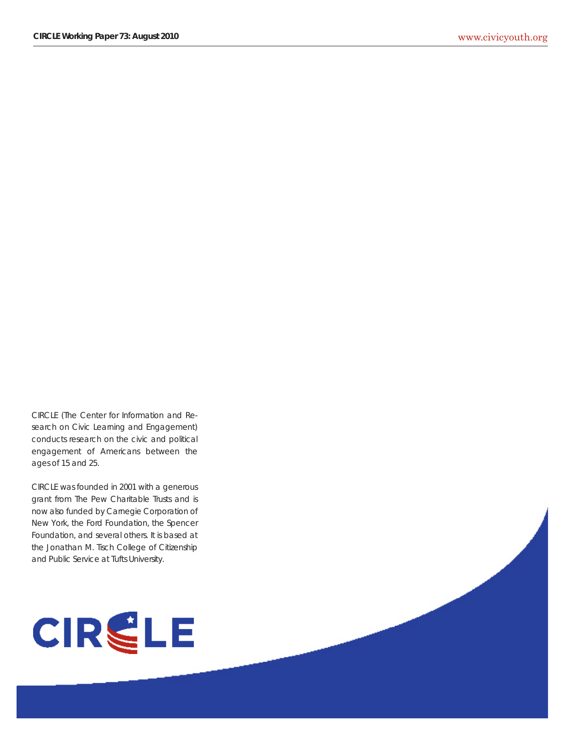CIRCLE (The Center for Information and Research on Civic Learning and Engagement) conducts research on the civic and political engagement of Americans between the ages of 15 and 25.

CIRCLE was founded in 2001 with a generous grant from The Pew Charitable Trusts and is now also funded by Carnegie Corporation of New York, the Ford Foundation, the Spencer Foundation, and several others. It is based at the Jonathan M. Tisch College of Citizenship and Public Service at Tufts University.

CIRCLE